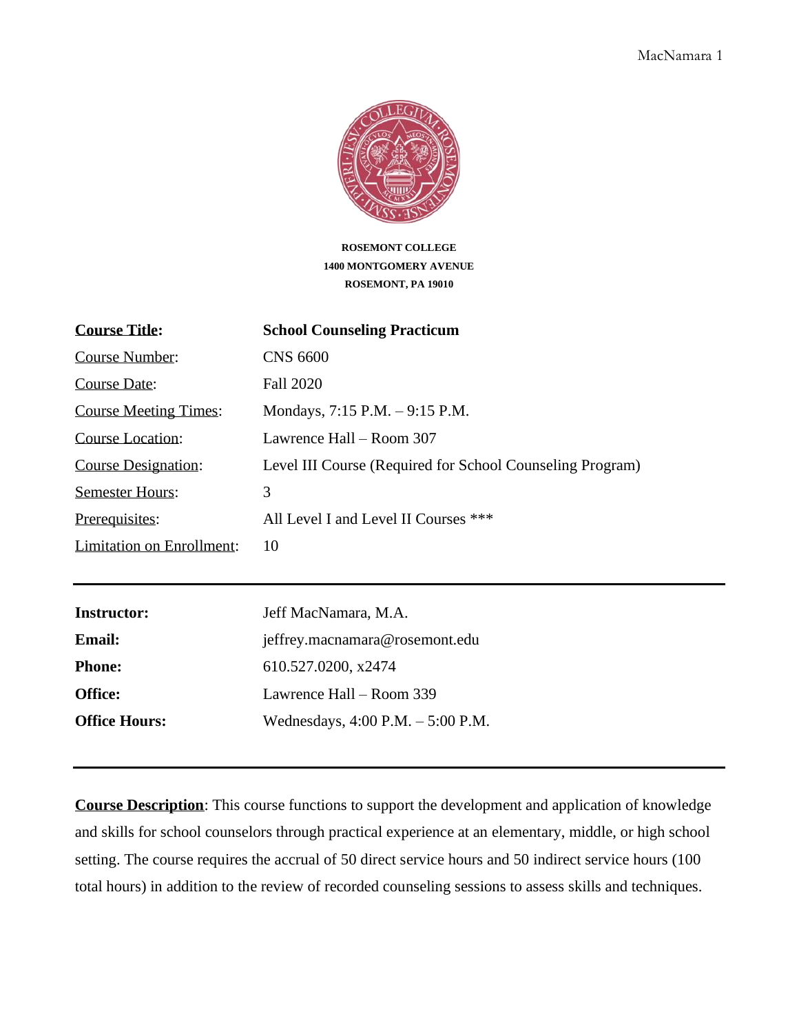**ROSEMONT COLLEGE**
**1400 MONTGOMERY AVENUE**
**ROSEMONT, PA 19010**

| | |
|---|---|
| **Course Title:** | **School Counseling Practicum** |
| Course Number: | CNS 6600 |
| Course Date: | Fall 2020 |
| Course Meeting Times: | Mondays, 7:15 P.M. – 9:15 P.M. |
| Course Location: | Lawrence Hall – Room 307 |
| Course Designation: | Level III Course (Required for School Counseling Program) |
| Semester Hours: | 3 |
| Prerequisites: | All Level I and Level II Courses *** |
| Limitation on Enrollment: | 10 |

---

| | |
|---|---|
| **Instructor:** | Jeff MacNamara, M.A. |
| **Email:** | jeffrey.macnamara@rosemont.edu |
| **Phone:** | 610.527.0200, x2474 |
| **Office:** | Lawrence Hall – Room 339 |
| **Office Hours:** | Wednesdays, 4:00 P.M. – 5:00 P.M. |

---

**Course Description**: This course functions to support the development and application of knowledge and skills for school counselors through practical experience at an elementary, middle, or high school setting. The course requires the accrual of 50 direct service hours and 50 indirect service hours (100 total hours) in addition to the review of recorded counseling sessions to assess skills and techniques.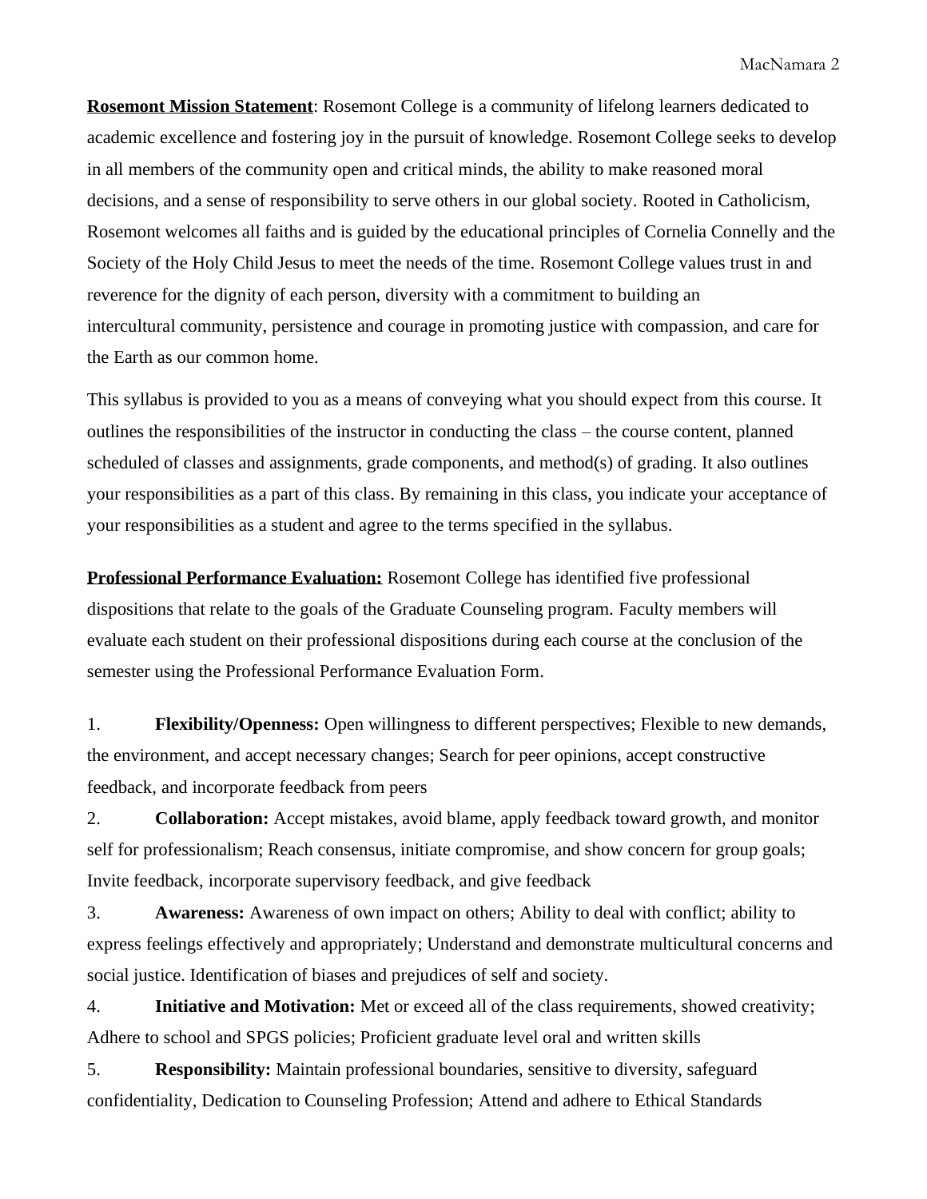**Rosemont Mission Statement**: Rosemont College is a community of lifelong learners dedicated to academic excellence and fostering joy in the pursuit of knowledge. Rosemont College seeks to develop in all members of the community open and critical minds, the ability to make reasoned moral decisions, and a sense of responsibility to serve others in our global society. Rooted in Catholicism, Rosemont welcomes all faiths and is guided by the educational principles of Cornelia Connelly and the Society of the Holy Child Jesus to meet the needs of the time. Rosemont College values trust in and reverence for the dignity of each person, diversity with a commitment to building an intercultural community, persistence and courage in promoting justice with compassion, and care for the Earth as our common home.

This syllabus is provided to you as a means of conveying what you should expect from this course. It outlines the responsibilities of the instructor in conducting the class – the course content, planned scheduled of classes and assignments, grade components, and method(s) of grading. It also outlines your responsibilities as a part of this class. By remaining in this class, you indicate your acceptance of your responsibilities as a student and agree to the terms specified in the syllabus.

**Professional Performance Evaluation:** Rosemont College has identified five professional dispositions that relate to the goals of the Graduate Counseling program. Faculty members will evaluate each student on their professional dispositions during each course at the conclusion of the semester using the Professional Performance Evaluation Form.

1. **Flexibility/Openness:** Open willingness to different perspectives; Flexible to new demands, the environment, and accept necessary changes; Search for peer opinions, accept constructive feedback, and incorporate feedback from peers
2. **Collaboration:** Accept mistakes, avoid blame, apply feedback toward growth, and monitor self for professionalism; Reach consensus, initiate compromise, and show concern for group goals; Invite feedback, incorporate supervisory feedback, and give feedback
3. **Awareness:** Awareness of own impact on others; Ability to deal with conflict; ability to express feelings effectively and appropriately; Understand and demonstrate multicultural concerns and social justice. Identification of biases and prejudices of self and society.
4. **Initiative and Motivation:** Met or exceed all of the class requirements, showed creativity; Adhere to school and SPGS policies; Proficient graduate level oral and written skills
5. **Responsibility:** Maintain professional boundaries, sensitive to diversity, safeguard confidentiality, Dedication to Counseling Profession; Attend and adhere to Ethical Standards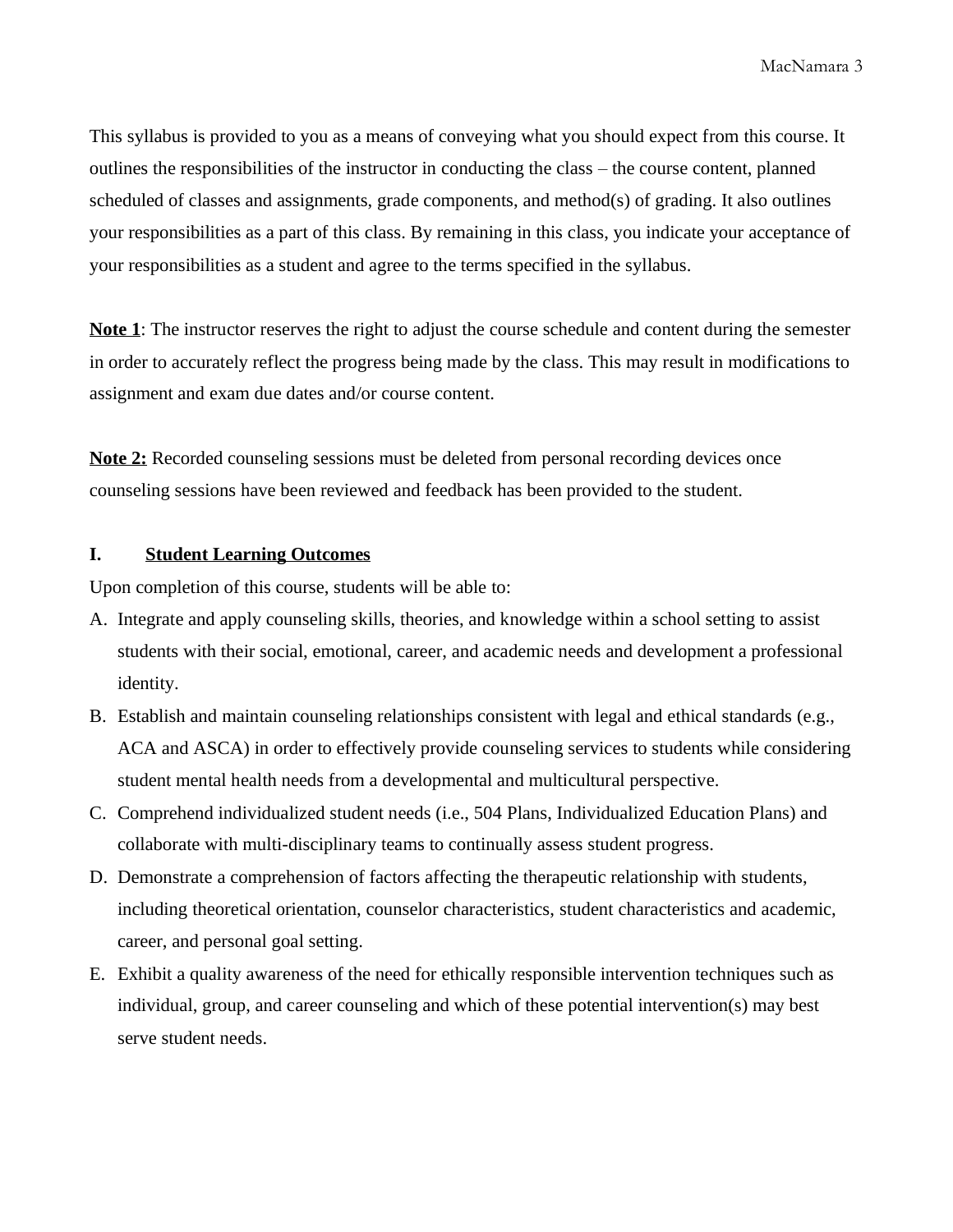This syllabus is provided to you as a means of conveying what you should expect from this course. It outlines the responsibilities of the instructor in conducting the class – the course content, planned scheduled of classes and assignments, grade components, and method(s) of grading. It also outlines your responsibilities as a part of this class. By remaining in this class, you indicate your acceptance of your responsibilities as a student and agree to the terms specified in the syllabus.

**Note 1**: The instructor reserves the right to adjust the course schedule and content during the semester in order to accurately reflect the progress being made by the class. This may result in modifications to assignment and exam due dates and/or course content.

**Note 2:** Recorded counseling sessions must be deleted from personal recording devices once counseling sessions have been reviewed and feedback has been provided to the student.

## I. Student Learning Outcomes

Upon completion of this course, students will be able to:

A. Integrate and apply counseling skills, theories, and knowledge within a school setting to assist students with their social, emotional, career, and academic needs and development a professional identity.
B. Establish and maintain counseling relationships consistent with legal and ethical standards (e.g., ACA and ASCA) in order to effectively provide counseling services to students while considering student mental health needs from a developmental and multicultural perspective.
C. Comprehend individualized student needs (i.e., 504 Plans, Individualized Education Plans) and collaborate with multi-disciplinary teams to continually assess student progress.
D. Demonstrate a comprehension of factors affecting the therapeutic relationship with students, including theoretical orientation, counselor characteristics, student characteristics and academic, career, and personal goal setting.
E. Exhibit a quality awareness of the need for ethically responsible intervention techniques such as individual, group, and career counseling and which of these potential intervention(s) may best serve student needs.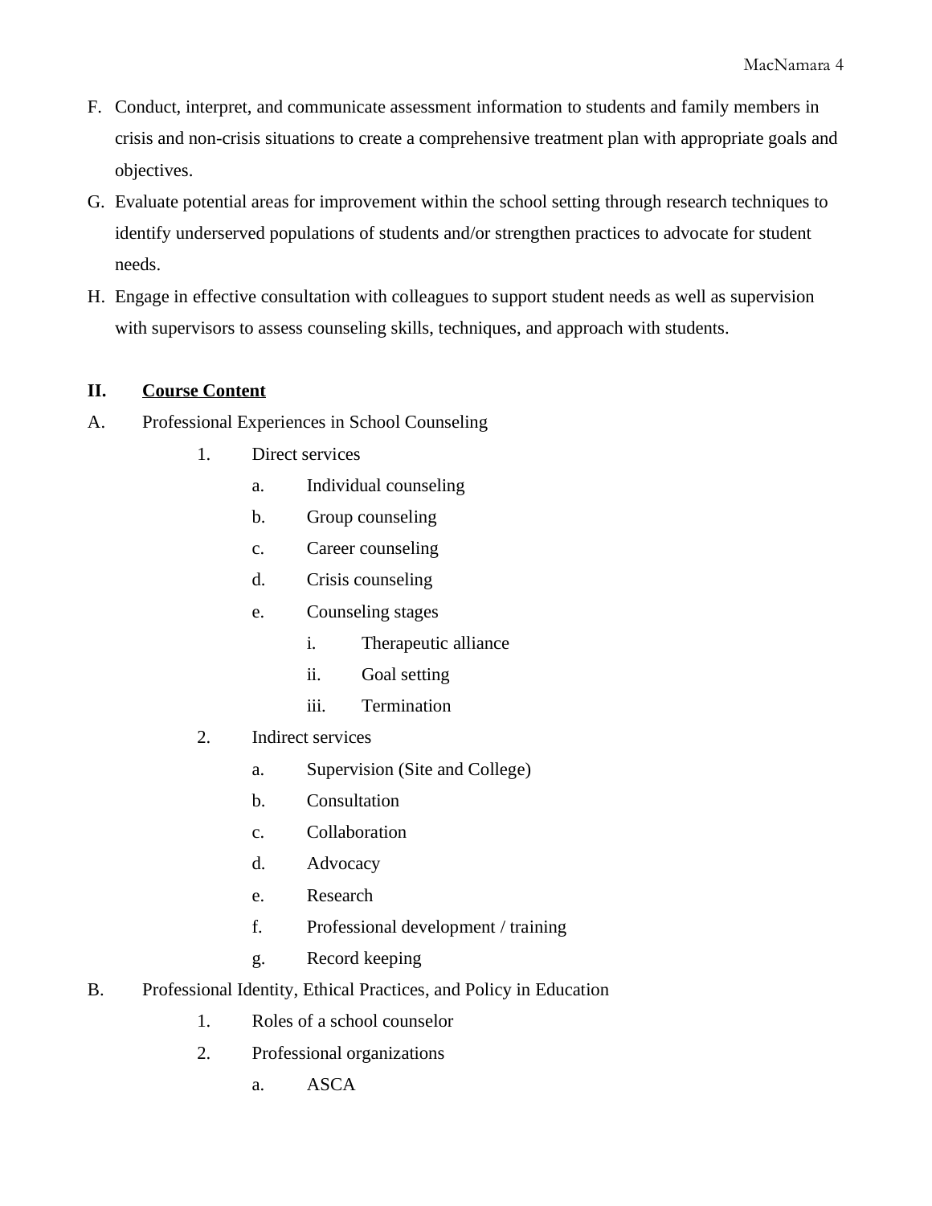F. Conduct, interpret, and communicate assessment information to students and family members in crisis and non-crisis situations to create a comprehensive treatment plan with appropriate goals and objectives.

G. Evaluate potential areas for improvement within the school setting through research techniques to identify underserved populations of students and/or strengthen practices to advocate for student needs.

H. Engage in effective consultation with colleagues to support student needs as well as supervision with supervisors to assess counseling skills, techniques, and approach with students.

## II. <u>Course Content</u>

A. Professional Experiences in School Counseling

1. Direct services
    - a. Individual counseling
    - b. Group counseling
    - c. Career counseling
    - d. Crisis counseling
    - e. Counseling stages
        - i. Therapeutic alliance
        - ii. Goal setting
        - iii. Termination
2. Indirect services
    - a. Supervision (Site and College)
    - b. Consultation
    - c. Collaboration
    - d. Advocacy
    - e. Research
    - f. Professional development / training
    - g. Record keeping

B. Professional Identity, Ethical Practices, and Policy in Education

1. Roles of a school counselor
2. Professional organizations
    - a. ASCA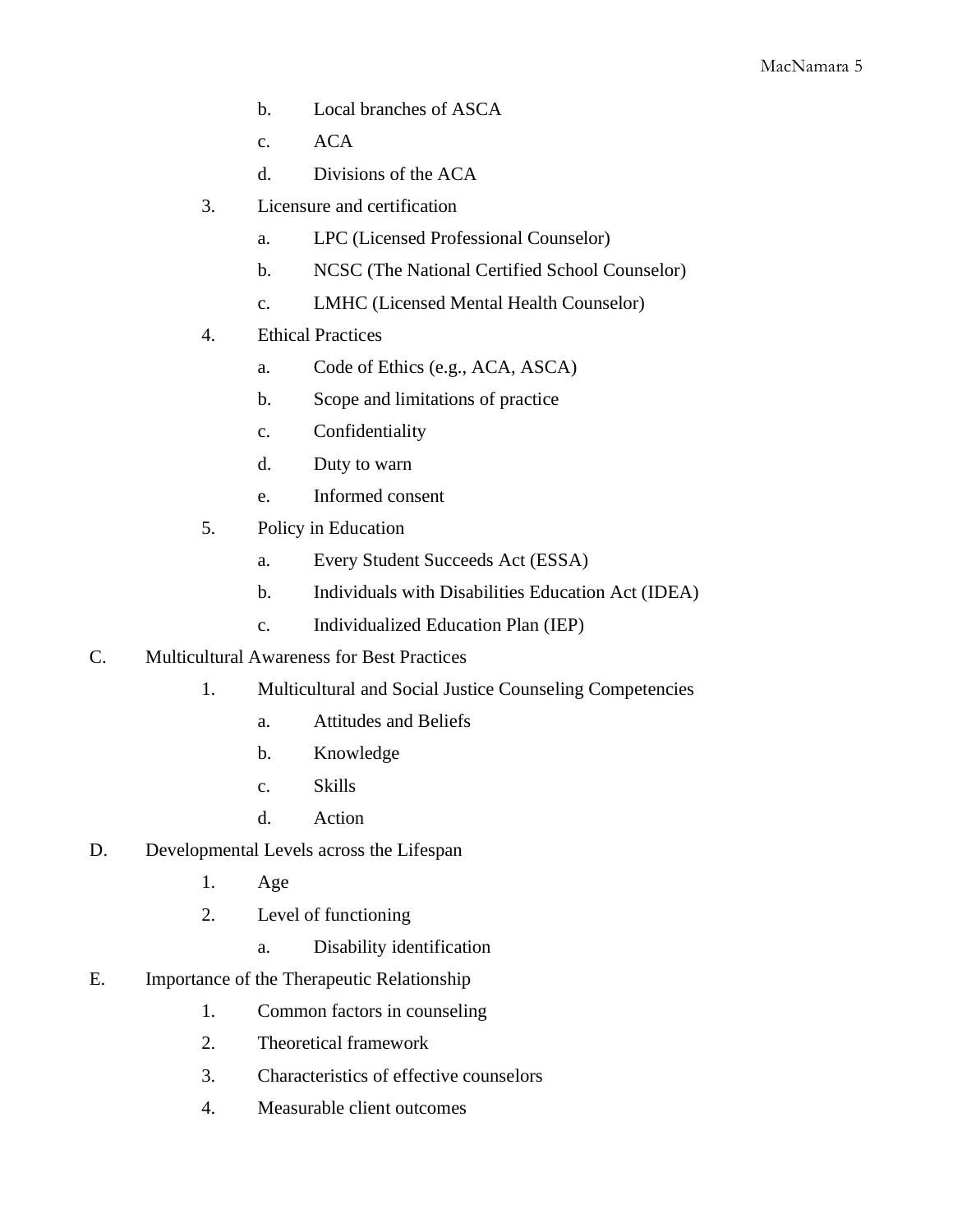b. Local branches of ASCA

c. ACA

d. Divisions of the ACA

3. Licensure and certification

a. LPC (Licensed Professional Counselor)

b. NCSC (The National Certified School Counselor)

c. LMHC (Licensed Mental Health Counselor)

4. Ethical Practices

a. Code of Ethics (e.g., ACA, ASCA)

b. Scope and limitations of practice

c. Confidentiality

d. Duty to warn

e. Informed consent

5. Policy in Education

a. Every Student Succeeds Act (ESSA)

b. Individuals with Disabilities Education Act (IDEA)

c. Individualized Education Plan (IEP)

C. Multicultural Awareness for Best Practices

1. Multicultural and Social Justice Counseling Competencies

a. Attitudes and Beliefs

b. Knowledge

c. Skills

d. Action

D. Developmental Levels across the Lifespan

1. Age

2. Level of functioning

a. Disability identification

E. Importance of the Therapeutic Relationship

1. Common factors in counseling

2. Theoretical framework

3. Characteristics of effective counselors

4. Measurable client outcomes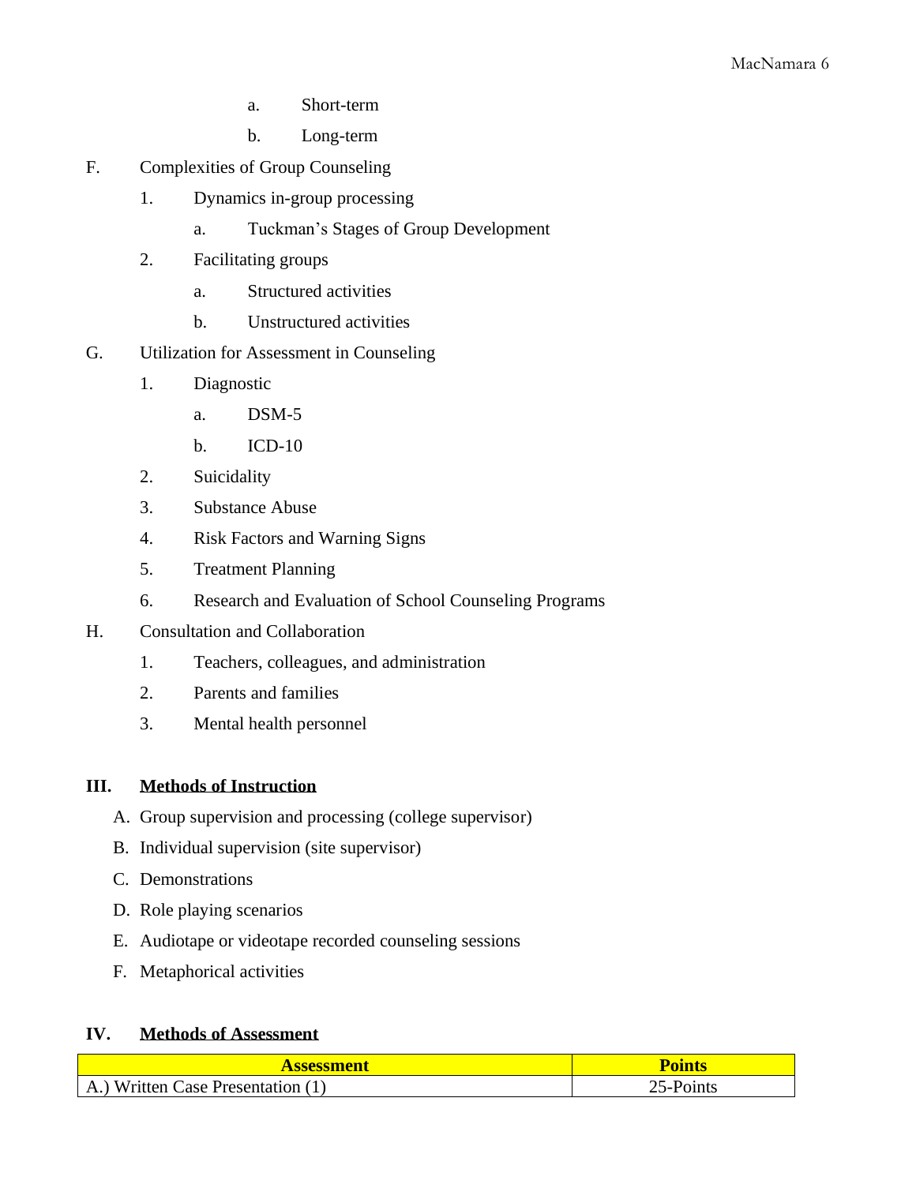a. Short-term

b. Long-term

F. Complexities of Group Counseling

1. Dynamics in-group processing

a. Tuckman's Stages of Group Development

2. Facilitating groups

a. Structured activities

b. Unstructured activities

G. Utilization for Assessment in Counseling

1. Diagnostic

a. DSM-5

b. ICD-10

2. Suicidality

3. Substance Abuse

4. Risk Factors and Warning Signs

5. Treatment Planning

6. Research and Evaluation of School Counseling Programs

H. Consultation and Collaboration

1. Teachers, colleagues, and administration

2. Parents and families

3. Mental health personnel

## III. Methods of Instruction

A. Group supervision and processing (college supervisor)

B. Individual supervision (site supervisor)

C. Demonstrations

D. Role playing scenarios

E. Audiotape or videotape recorded counseling sessions

F. Metaphorical activities

## IV. Methods of Assessment

| Assessment | Points |
|---|---|
| A.) Written Case Presentation (1) | 25-Points |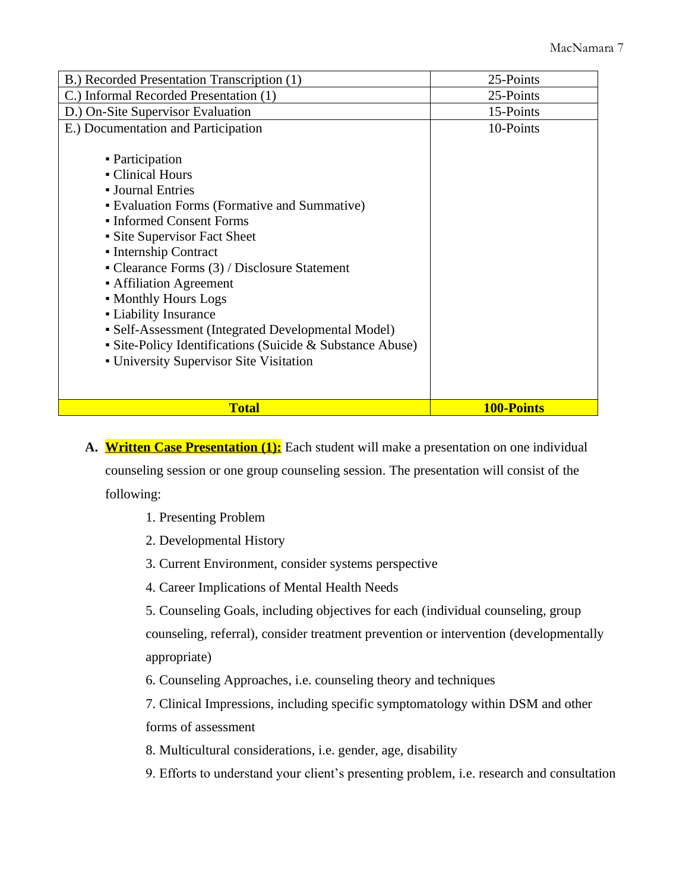| B.) Recorded Presentation Transcription (1) | 25-Points |
|---|---|
| C.) Informal Recorded Presentation (1) | 25-Points |
| D.) On-Site Supervisor Evaluation | 15-Points |
| E.) Documentation and Participation<br><br>▪ Participation<br>▪ Clinical Hours<br>▪ Journal Entries<br>▪ Evaluation Forms (Formative and Summative)<br>▪ Informed Consent Forms<br>▪ Site Supervisor Fact Sheet<br>▪ Internship Contract<br>▪ Clearance Forms (3) / Disclosure Statement<br>▪ Affiliation Agreement<br>▪ Monthly Hours Logs<br>▪ Liability Insurance<br>▪ Self-Assessment (Integrated Developmental Model)<br>▪ Site-Policy Identifications (Suicide & Substance Abuse)<br>▪ University Supervisor Site Visitation | 10-Points |
| **Total** | **100-Points** |

**A. Written Case Presentation (1):** Each student will make a presentation on one individual counseling session or one group counseling session. The presentation will consist of the following:

1. Presenting Problem
2. Developmental History
3. Current Environment, consider systems perspective
4. Career Implications of Mental Health Needs
5. Counseling Goals, including objectives for each (individual counseling, group counseling, referral), consider treatment prevention or intervention (developmentally appropriate)
6. Counseling Approaches, i.e. counseling theory and techniques
7. Clinical Impressions, including specific symptomatology within DSM and other forms of assessment
8. Multicultural considerations, i.e. gender, age, disability
9. Efforts to understand your client's presenting problem, i.e. research and consultation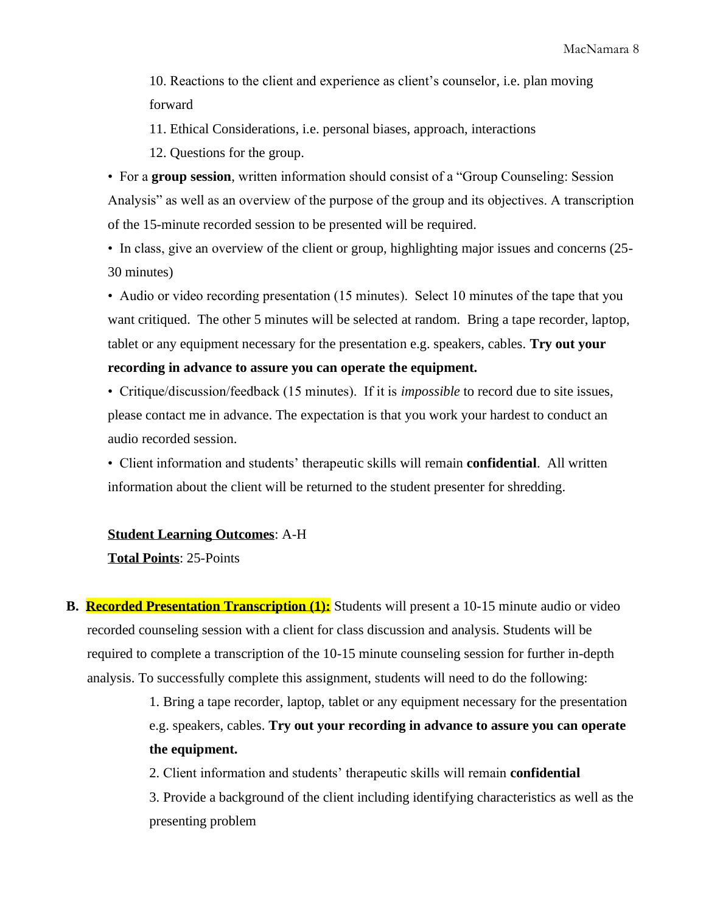10. Reactions to the client and experience as client's counselor, i.e. plan moving forward
11. Ethical Considerations, i.e. personal biases, approach, interactions
12. Questions for the group.

- For a **group session**, written information should consist of a "Group Counseling: Session Analysis" as well as an overview of the purpose of the group and its objectives. A transcription of the 15-minute recorded session to be presented will be required.
- In class, give an overview of the client or group, highlighting major issues and concerns (25-30 minutes)
- Audio or video recording presentation (15 minutes). Select 10 minutes of the tape that you want critiqued. The other 5 minutes will be selected at random. Bring a tape recorder, laptop, tablet or any equipment necessary for the presentation e.g. speakers, cables. **Try out your recording in advance to assure you can operate the equipment.**
- Critique/discussion/feedback (15 minutes). If it is *impossible* to record due to site issues, please contact me in advance. The expectation is that you work your hardest to conduct an audio recorded session.
- Client information and students' therapeutic skills will remain **confidential**. All written information about the client will be returned to the student presenter for shredding.

**Student Learning Outcomes**: A-H

**Total Points**: 25-Points

**B. Recorded Presentation Transcription (1):** Students will present a 10-15 minute audio or video recorded counseling session with a client for class discussion and analysis. Students will be required to complete a transcription of the 10-15 minute counseling session for further in-depth analysis. To successfully complete this assignment, students will need to do the following:

1. Bring a tape recorder, laptop, tablet or any equipment necessary for the presentation e.g. speakers, cables. **Try out your recording in advance to assure you can operate the equipment.**
2. Client information and students' therapeutic skills will remain **confidential**
3. Provide a background of the client including identifying characteristics as well as the presenting problem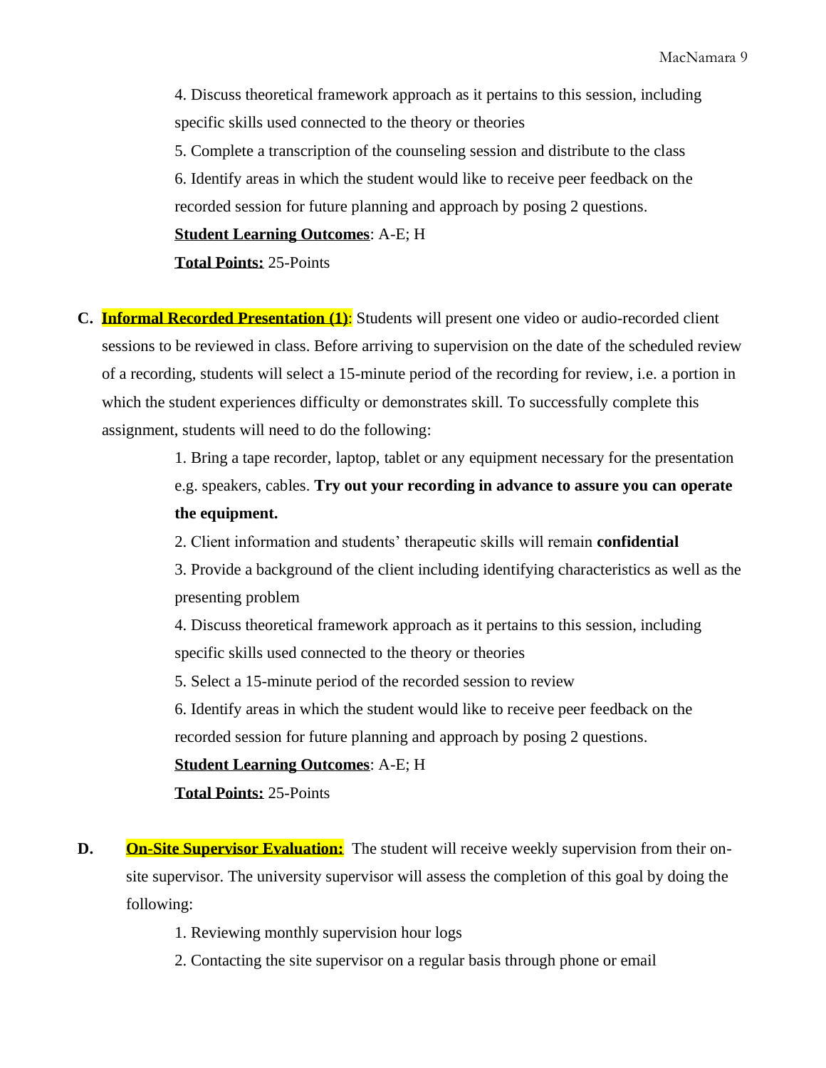4. Discuss theoretical framework approach as it pertains to this session, including specific skills used connected to the theory or theories

5. Complete a transcription of the counseling session and distribute to the class

6. Identify areas in which the student would like to receive peer feedback on the recorded session for future planning and approach by posing 2 questions.

**Student Learning Outcomes**: A-E; H

**Total Points:** 25-Points

**C. Informal Recorded Presentation (1)**: Students will present one video or audio-recorded client sessions to be reviewed in class. Before arriving to supervision on the date of the scheduled review of a recording, students will select a 15-minute period of the recording for review, i.e. a portion in which the student experiences difficulty or demonstrates skill. To successfully complete this assignment, students will need to do the following:

1. Bring a tape recorder, laptop, tablet or any equipment necessary for the presentation e.g. speakers, cables. **Try out your recording in advance to assure you can operate the equipment.**
2. Client information and students' therapeutic skills will remain **confidential**
3. Provide a background of the client including identifying characteristics as well as the presenting problem
4. Discuss theoretical framework approach as it pertains to this session, including specific skills used connected to the theory or theories
5. Select a 15-minute period of the recorded session to review
6. Identify areas in which the student would like to receive peer feedback on the recorded session for future planning and approach by posing 2 questions.

**Student Learning Outcomes**: A-E; H

**Total Points:** 25-Points

**D. On-Site Supervisor Evaluation:** The student will receive weekly supervision from their on-site supervisor. The university supervisor will assess the completion of this goal by doing the following:

1. Reviewing monthly supervision hour logs
2. Contacting the site supervisor on a regular basis through phone or email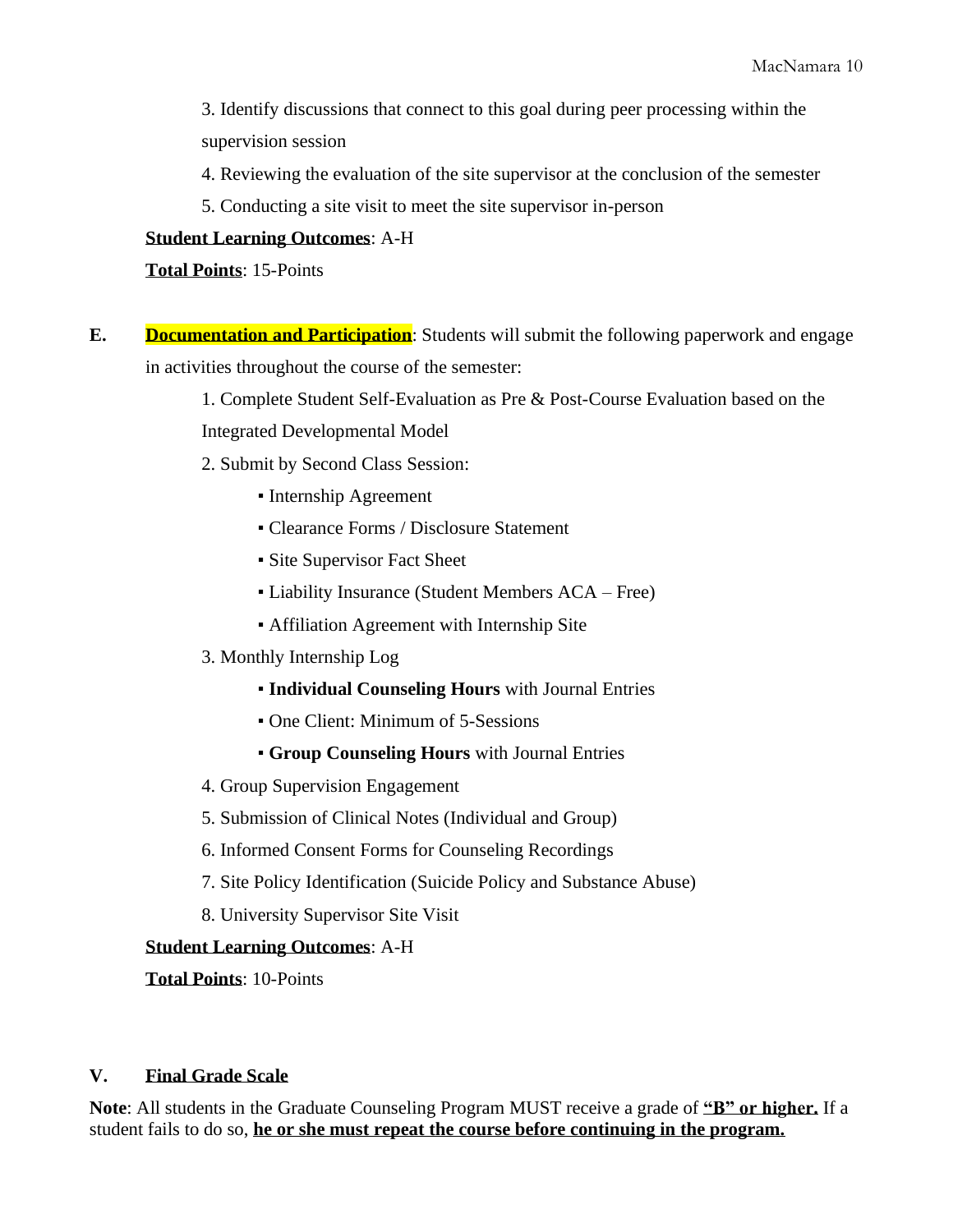3. Identify discussions that connect to this goal during peer processing within the supervision session

4. Reviewing the evaluation of the site supervisor at the conclusion of the semester

5. Conducting a site visit to meet the site supervisor in-person

**Student Learning Outcomes**: A-H

**Total Points**: 15-Points

**E.** **Documentation and Participation**: Students will submit the following paperwork and engage in activities throughout the course of the semester:

1. Complete Student Self-Evaluation as Pre & Post-Course Evaluation based on the Integrated Developmental Model

2. Submit by Second Class Session:
    - Internship Agreement
    - Clearance Forms / Disclosure Statement
    - Site Supervisor Fact Sheet
    - Liability Insurance (Student Members ACA – Free)
    - Affiliation Agreement with Internship Site

3. Monthly Internship Log
    - **Individual Counseling Hours** with Journal Entries
    - One Client: Minimum of 5-Sessions
    - **Group Counseling Hours** with Journal Entries

4. Group Supervision Engagement

5. Submission of Clinical Notes (Individual and Group)

6. Informed Consent Forms for Counseling Recordings

7. Site Policy Identification (Suicide Policy and Substance Abuse)

8. University Supervisor Site Visit

**Student Learning Outcomes**: A-H

**Total Points**: 10-Points

## V. Final Grade Scale

**Note**: All students in the Graduate Counseling Program MUST receive a grade of **"B" or higher.** If a student fails to do so, **he or she must repeat the course before continuing in the program.**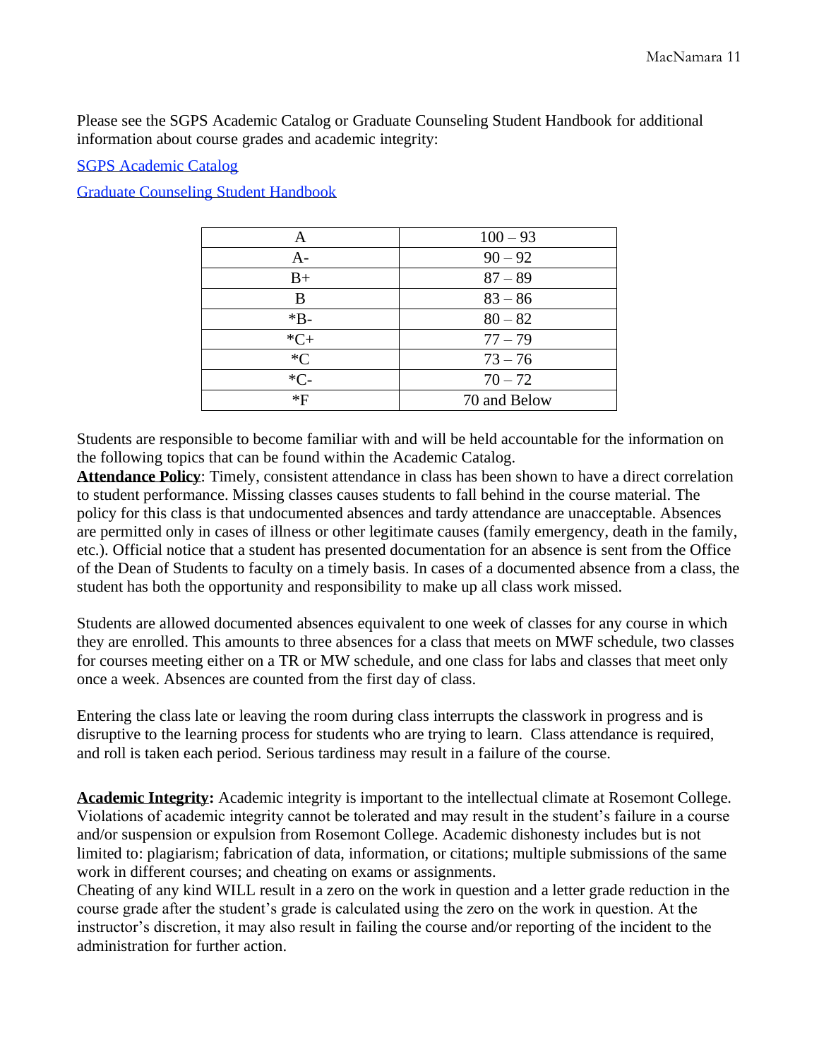Please see the SGPS Academic Catalog or Graduate Counseling Student Handbook for additional information about course grades and academic integrity:

[SGPS Academic Catalog]

[Graduate Counseling Student Handbook]

| A | 100 – 93 |
|---|---|
| A- | 90 – 92 |
| B+ | 87 – 89 |
| B | 83 – 86 |
| *B- | 80 – 82 |
| *C+ | 77 – 79 |
| *C | 73 – 76 |
| *C- | 70 – 72 |
| *F | 70 and Below |

Students are responsible to become familiar with and will be held accountable for the information on the following topics that can be found within the Academic Catalog.

**Attendance Policy**: Timely, consistent attendance in class has been shown to have a direct correlation to student performance. Missing classes causes students to fall behind in the course material. The policy for this class is that undocumented absences and tardy attendance are unacceptable. Absences are permitted only in cases of illness or other legitimate causes (family emergency, death in the family, etc.). Official notice that a student has presented documentation for an absence is sent from the Office of the Dean of Students to faculty on a timely basis. In cases of a documented absence from a class, the student has both the opportunity and responsibility to make up all class work missed.

Students are allowed documented absences equivalent to one week of classes for any course in which they are enrolled. This amounts to three absences for a class that meets on MWF schedule, two classes for courses meeting either on a TR or MW schedule, and one class for labs and classes that meet only once a week. Absences are counted from the first day of class.

Entering the class late or leaving the room during class interrupts the classwork in progress and is disruptive to the learning process for students who are trying to learn. Class attendance is required, and roll is taken each period. Serious tardiness may result in a failure of the course.

**Academic Integrity:** Academic integrity is important to the intellectual climate at Rosemont College. Violations of academic integrity cannot be tolerated and may result in the student's failure in a course and/or suspension or expulsion from Rosemont College. Academic dishonesty includes but is not limited to: plagiarism; fabrication of data, information, or citations; multiple submissions of the same work in different courses; and cheating on exams or assignments.

Cheating of any kind WILL result in a zero on the work in question and a letter grade reduction in the course grade after the student's grade is calculated using the zero on the work in question. At the instructor's discretion, it may also result in failing the course and/or reporting of the incident to the administration for further action.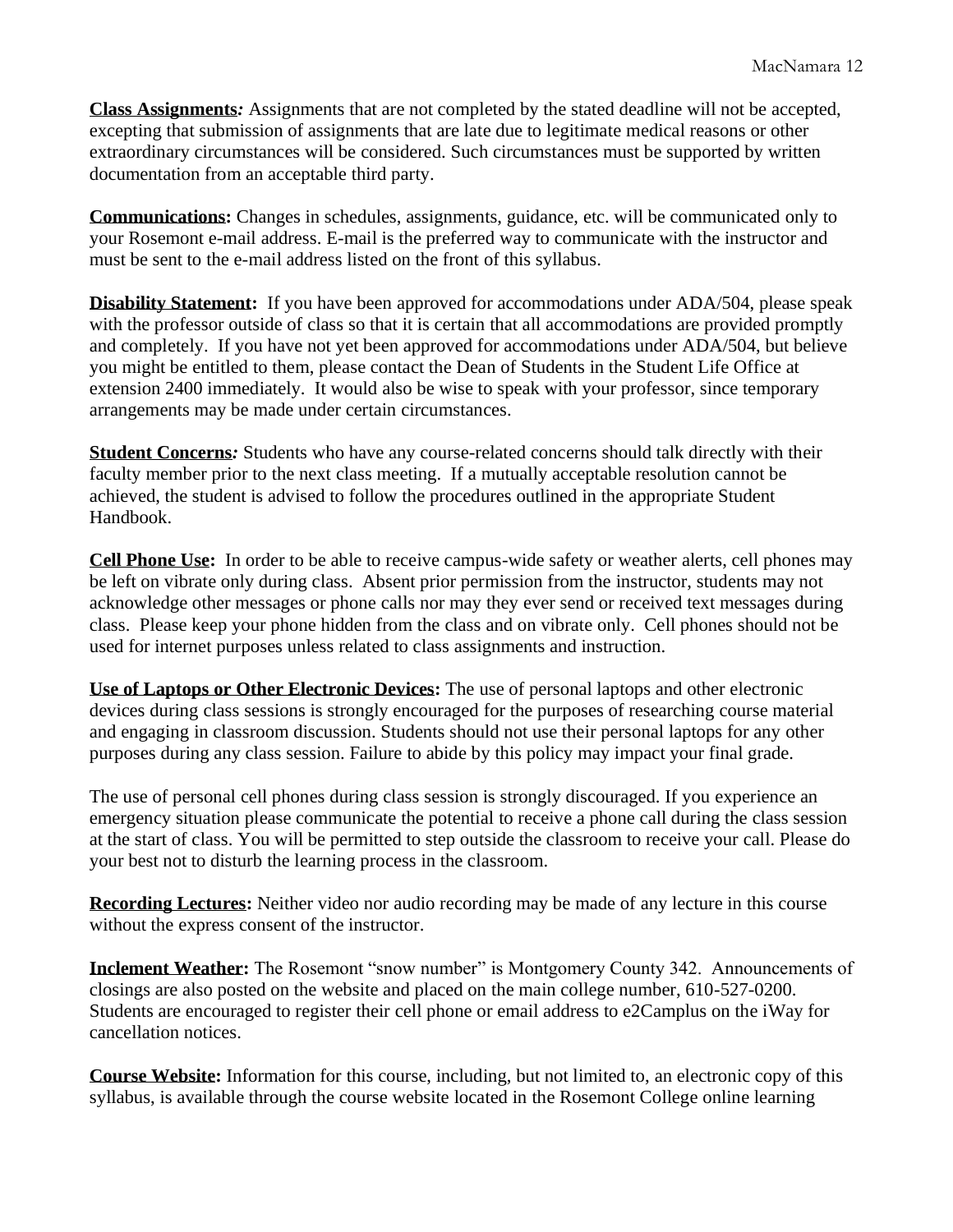**Class Assignments*:*** Assignments that are not completed by the stated deadline will not be accepted, excepting that submission of assignments that are late due to legitimate medical reasons or other extraordinary circumstances will be considered. Such circumstances must be supported by written documentation from an acceptable third party.

**Communications:** Changes in schedules, assignments, guidance, etc. will be communicated only to your Rosemont e-mail address. E-mail is the preferred way to communicate with the instructor and must be sent to the e-mail address listed on the front of this syllabus.

**Disability Statement:** If you have been approved for accommodations under ADA/504, please speak with the professor outside of class so that it is certain that all accommodations are provided promptly and completely. If you have not yet been approved for accommodations under ADA/504, but believe you might be entitled to them, please contact the Dean of Students in the Student Life Office at extension 2400 immediately. It would also be wise to speak with your professor, since temporary arrangements may be made under certain circumstances.

**Student Concerns*:*** Students who have any course-related concerns should talk directly with their faculty member prior to the next class meeting. If a mutually acceptable resolution cannot be achieved, the student is advised to follow the procedures outlined in the appropriate Student Handbook.

**Cell Phone Use:** In order to be able to receive campus-wide safety or weather alerts, cell phones may be left on vibrate only during class. Absent prior permission from the instructor, students may not acknowledge other messages or phone calls nor may they ever send or received text messages during class. Please keep your phone hidden from the class and on vibrate only. Cell phones should not be used for internet purposes unless related to class assignments and instruction.

**Use of Laptops or Other Electronic Devices:** The use of personal laptops and other electronic devices during class sessions is strongly encouraged for the purposes of researching course material and engaging in classroom discussion. Students should not use their personal laptops for any other purposes during any class session. Failure to abide by this policy may impact your final grade.

The use of personal cell phones during class session is strongly discouraged. If you experience an emergency situation please communicate the potential to receive a phone call during the class session at the start of class. You will be permitted to step outside the classroom to receive your call. Please do your best not to disturb the learning process in the classroom.

**Recording Lectures:** Neither video nor audio recording may be made of any lecture in this course without the express consent of the instructor.

**Inclement Weather:** The Rosemont "snow number" is Montgomery County 342. Announcements of closings are also posted on the website and placed on the main college number, 610-527-0200. Students are encouraged to register their cell phone or email address to e2Camplus on the iWay for cancellation notices.

**Course Website:** Information for this course, including, but not limited to, an electronic copy of this syllabus, is available through the course website located in the Rosemont College online learning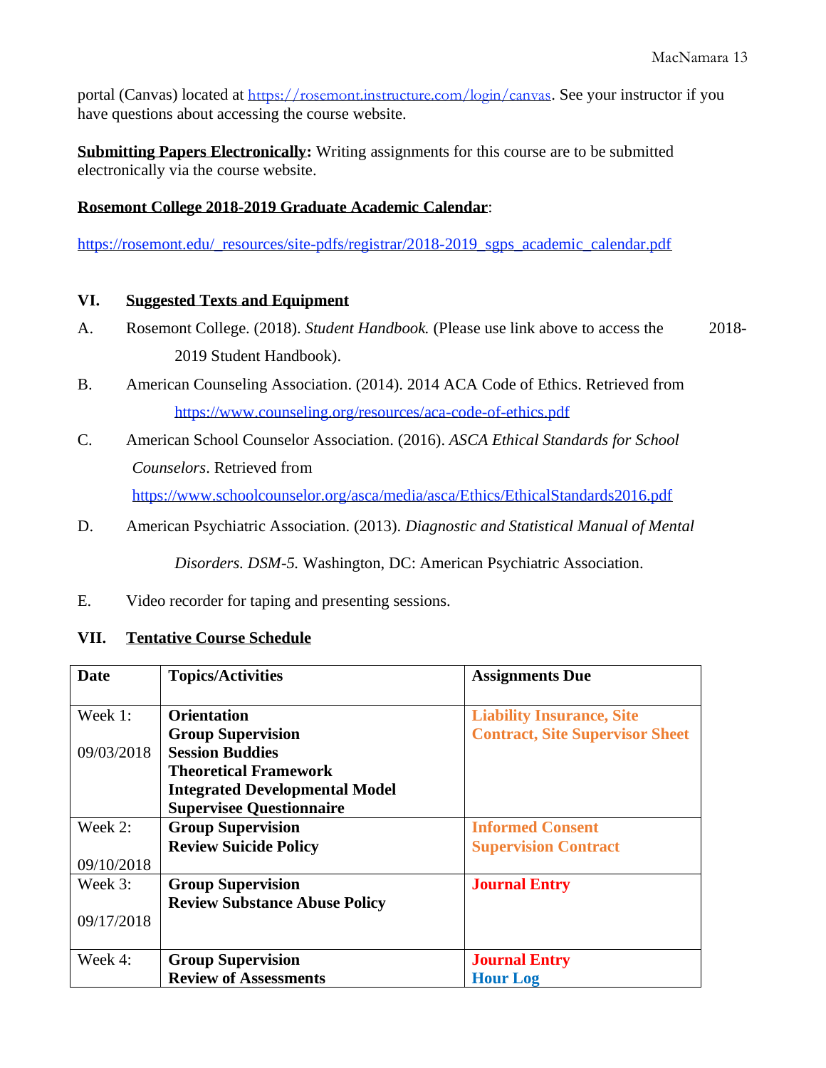portal (Canvas) located at https://rosemont.instructure.com/login/canvas. See your instructor if you have questions about accessing the course website.

**Submitting Papers Electronically:** Writing assignments for this course are to be submitted electronically via the course website.

**Rosemont College 2018-2019 Graduate Academic Calendar**:

https://rosemont.edu/_resources/site-pdfs/registrar/2018-2019_sgps_academic_calendar.pdf

## VI. Suggested Texts and Equipment

A. Rosemont College. (2018). *Student Handbook.* (Please use link above to access the 2018-2019 Student Handbook).

B. American Counseling Association. (2014). 2014 ACA Code of Ethics. Retrieved from https://www.counseling.org/resources/aca-code-of-ethics.pdf

C. American School Counselor Association. (2016). *ASCA Ethical Standards for School Counselors*. Retrieved from https://www.schoolcounselor.org/asca/media/asca/Ethics/EthicalStandards2016.pdf

D. American Psychiatric Association. (2013). *Diagnostic and Statistical Manual of Mental Disorders. DSM-5.* Washington, DC: American Psychiatric Association.

E. Video recorder for taping and presenting sessions.

## VII. Tentative Course Schedule

| Date | Topics/Activities | Assignments Due |
|---|---|---|
| Week 1: 09/03/2018 | **Orientation**<br>**Group Supervision**<br>**Session Buddies**<br>**Theoretical Framework**<br>**Integrated Developmental Model**<br>**Supervisee Questionnaire** | **Liability Insurance, Site Contract, Site Supervisor Sheet** |
| Week 2: 09/10/2018 | **Group Supervision**<br>**Review Suicide Policy** | **Informed Consent**<br>**Supervision Contract** |
| Week 3: 09/17/2018 | **Group Supervision**<br>**Review Substance Abuse Policy** | **Journal Entry** |
| Week 4: | **Group Supervision**<br>**Review of Assessments** | **Journal Entry**<br>**Hour Log** |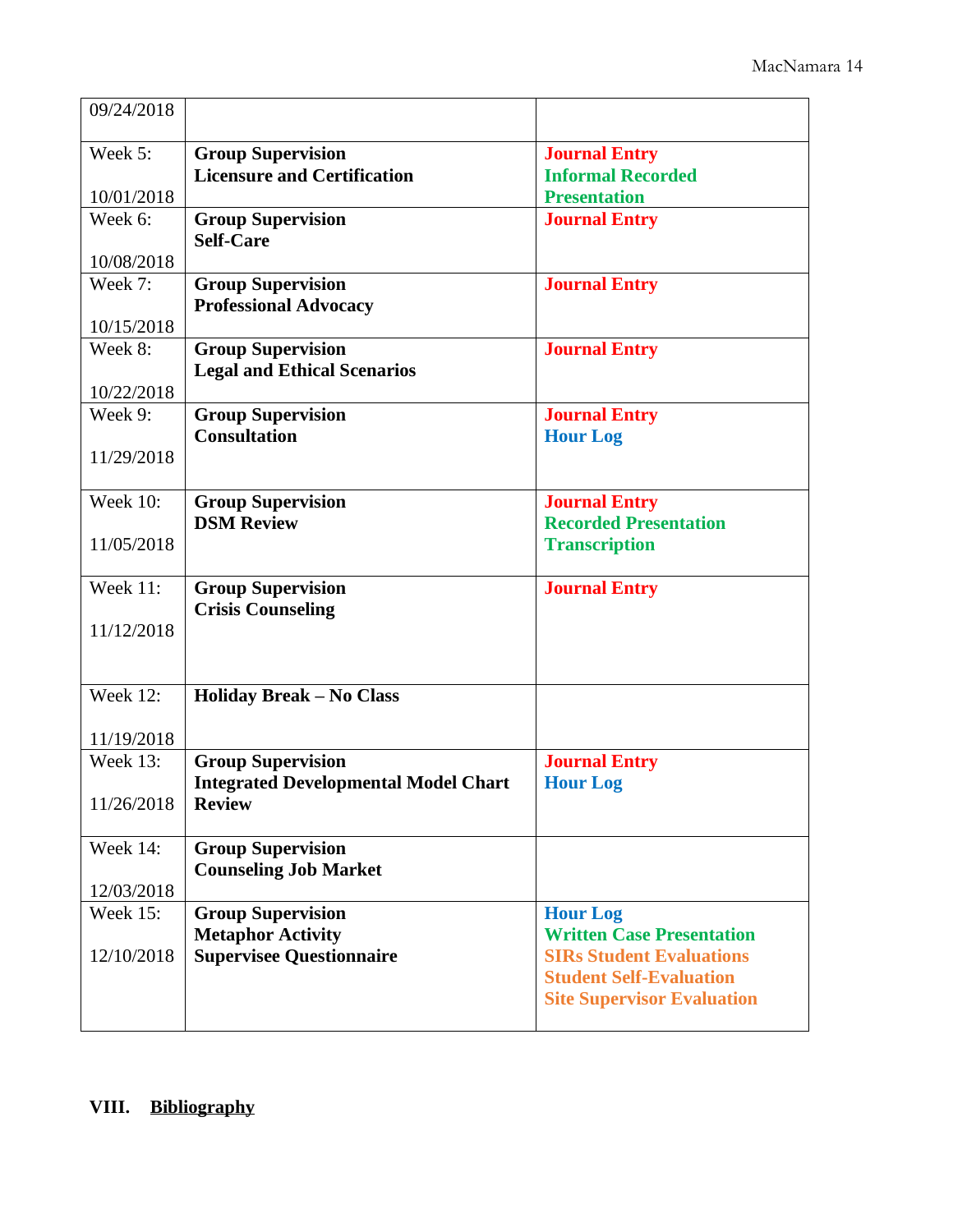| | | |
|---|---|---|
| 09/24/2018 | | |
| Week 5: 10/01/2018 | **Group Supervision** **Licensure and Certification** | **Journal Entry** **Informal Recorded Presentation** |
| Week 6: 10/08/2018 | **Group Supervision** **Self-Care** | **Journal Entry** |
| Week 7: 10/15/2018 | **Group Supervision** **Professional Advocacy** | **Journal Entry** |
| Week 8: 10/22/2018 | **Group Supervision** **Legal and Ethical Scenarios** | **Journal Entry** |
| Week 9: 11/29/2018 | **Group Supervision** **Consultation** | **Journal Entry** **Hour Log** |
| Week 10: 11/05/2018 | **Group Supervision** **DSM Review** | **Journal Entry** **Recorded Presentation Transcription** |
| Week 11: 11/12/2018 | **Group Supervision** **Crisis Counseling** | **Journal Entry** |
| Week 12: 11/19/2018 | **Holiday Break – No Class** | |
| Week 13: 11/26/2018 | **Group Supervision** **Integrated Developmental Model Chart Review** | **Journal Entry** **Hour Log** |
| Week 14: 12/03/2018 | **Group Supervision** **Counseling Job Market** | |
| Week 15: 12/10/2018 | **Group Supervision** **Metaphor Activity** **Supervisee Questionnaire** | **Hour Log** **Written Case Presentation** **SIRs Student Evaluations** **Student Self-Evaluation** **Site Supervisor Evaluation** |

## VIII. Bibliography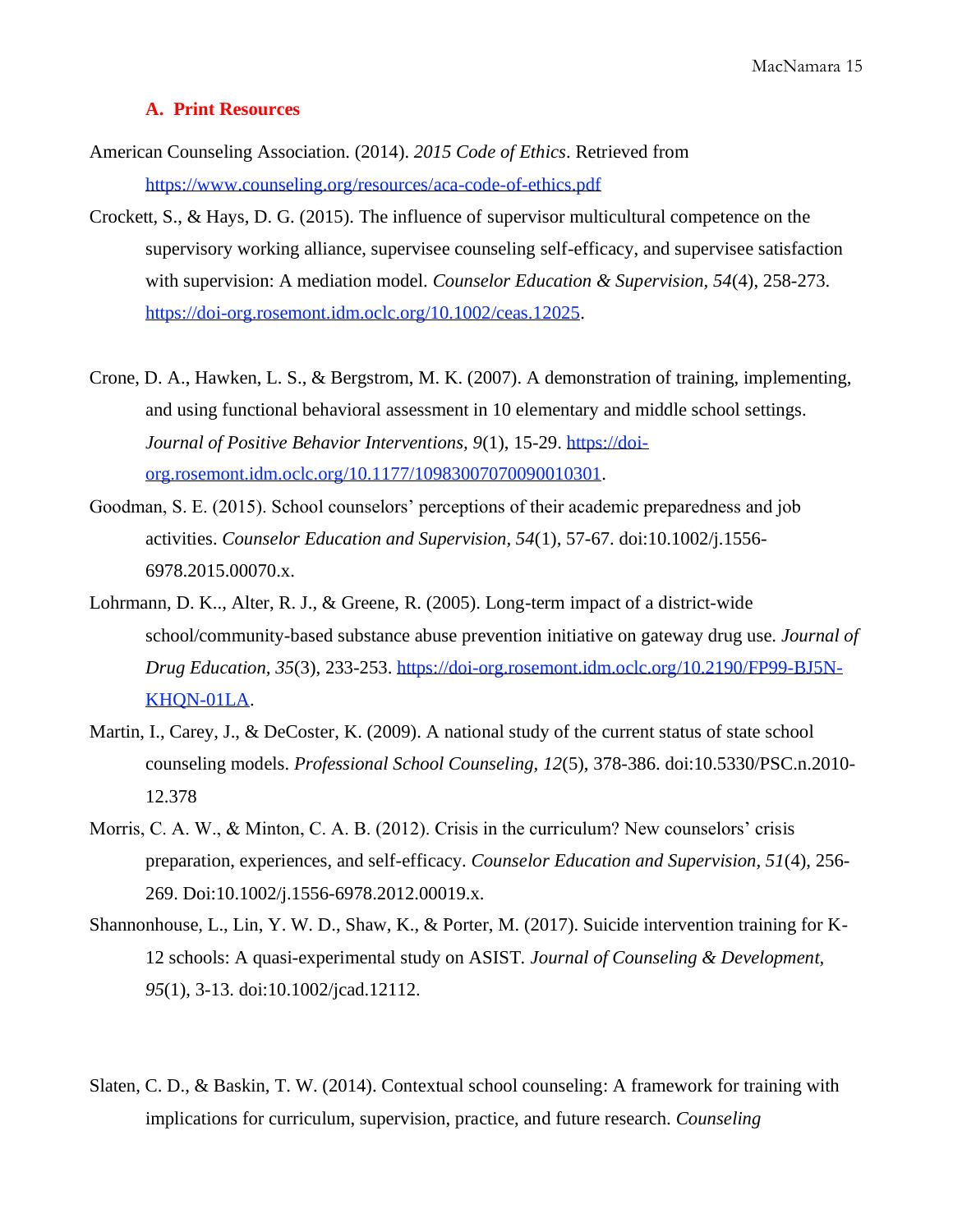### A. Print Resources

American Counseling Association. (2014). *2015 Code of Ethics*. Retrieved from https://www.counseling.org/resources/aca-code-of-ethics.pdf

Crockett, S., & Hays, D. G. (2015). The influence of supervisor multicultural competence on the supervisory working alliance, supervisee counseling self-efficacy, and supervisee satisfaction with supervision: A mediation model. *Counselor Education & Supervision, 54*(4), 258-273. https://doi-org.rosemont.idm.oclc.org/10.1002/ceas.12025.

Crone, D. A., Hawken, L. S., & Bergstrom, M. K. (2007). A demonstration of training, implementing, and using functional behavioral assessment in 10 elementary and middle school settings. *Journal of Positive Behavior Interventions, 9*(1), 15-29. https://doi-org.rosemont.idm.oclc.org/10.1177/10983007070090010301.

Goodman, S. E. (2015). School counselors' perceptions of their academic preparedness and job activities. *Counselor Education and Supervision, 54*(1), 57-67. doi:10.1002/j.1556-6978.2015.00070.x.

Lohrmann, D. K.., Alter, R. J., & Greene, R. (2005). Long-term impact of a district-wide school/community-based substance abuse prevention initiative on gateway drug use. *Journal of Drug Education, 35*(3), 233-253. https://doi-org.rosemont.idm.oclc.org/10.2190/FP99-BJ5N-KHQN-01LA.

Martin, I., Carey, J., & DeCoster, K. (2009). A national study of the current status of state school counseling models. *Professional School Counseling, 12*(5), 378-386. doi:10.5330/PSC.n.2010-12.378

Morris, C. A. W., & Minton, C. A. B. (2012). Crisis in the curriculum? New counselors' crisis preparation, experiences, and self-efficacy. *Counselor Education and Supervision, 51*(4), 256-269. Doi:10.1002/j.1556-6978.2012.00019.x.

Shannonhouse, L., Lin, Y. W. D., Shaw, K., & Porter, M. (2017). Suicide intervention training for K-12 schools: A quasi-experimental study on ASIST. *Journal of Counseling & Development, 95*(1), 3-13. doi:10.1002/jcad.12112.

Slaten, C. D., & Baskin, T. W. (2014). Contextual school counseling: A framework for training with implications for curriculum, supervision, practice, and future research. *Counseling*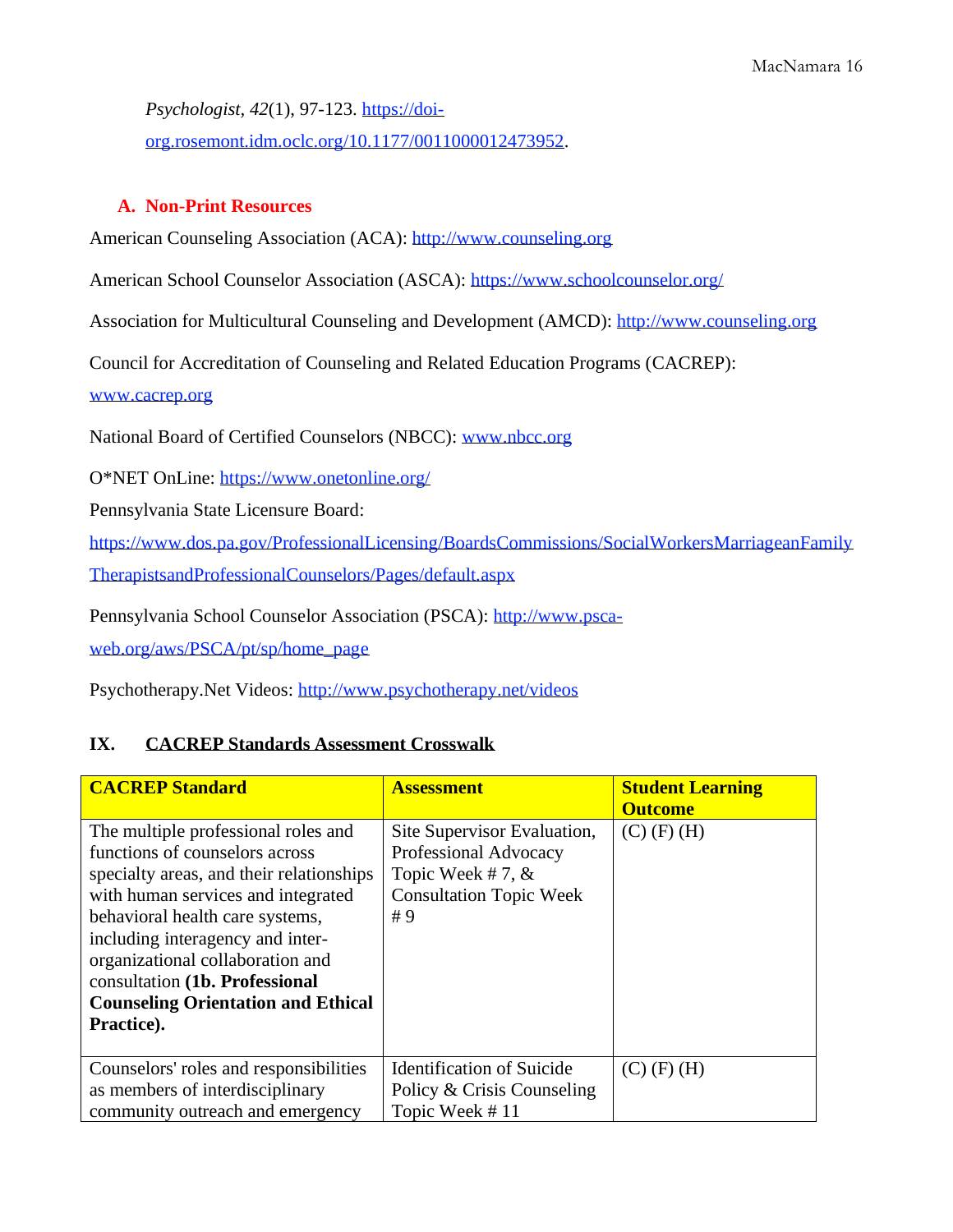*Psychologist*, *42*(1), 97-123. https://doi-org.rosemont.idm.oclc.org/10.1177/0011000012473952.

### A. Non-Print Resources

American Counseling Association (ACA): http://www.counseling.org

American School Counselor Association (ASCA): https://www.schoolcounselor.org/

Association for Multicultural Counseling and Development (AMCD): http://www.counseling.org

Council for Accreditation of Counseling and Related Education Programs (CACREP): www.cacrep.org

National Board of Certified Counselors (NBCC): www.nbcc.org

O*NET OnLine: https://www.onetonline.org/

Pennsylvania State Licensure Board: https://www.dos.pa.gov/ProfessionalLicensing/BoardsCommissions/SocialWorkersMarriageanFamilyTherapistsandProfessionalCounselors/Pages/default.aspx

Pennsylvania School Counselor Association (PSCA): http://www.psca-web.org/aws/PSCA/pt/sp/home_page

Psychotherapy.Net Videos: http://www.psychotherapy.net/videos

## IX. CACREP Standards Assessment Crosswalk

| **CACREP Standard** | **Assessment** | **Student Learning Outcome** |
|---|---|---|
| The multiple professional roles and functions of counselors across specialty areas, and their relationships with human services and integrated behavioral health care systems, including interagency and inter-organizational collaboration and consultation **(1b. Professional Counseling Orientation and Ethical Practice).** | Site Supervisor Evaluation, Professional Advocacy Topic Week # 7, & Consultation Topic Week # 9 | (C) (F) (H) |
| Counselors' roles and responsibilities as members of interdisciplinary community outreach and emergency | Identification of Suicide Policy & Crisis Counseling Topic Week # 11 | (C) (F) (H) |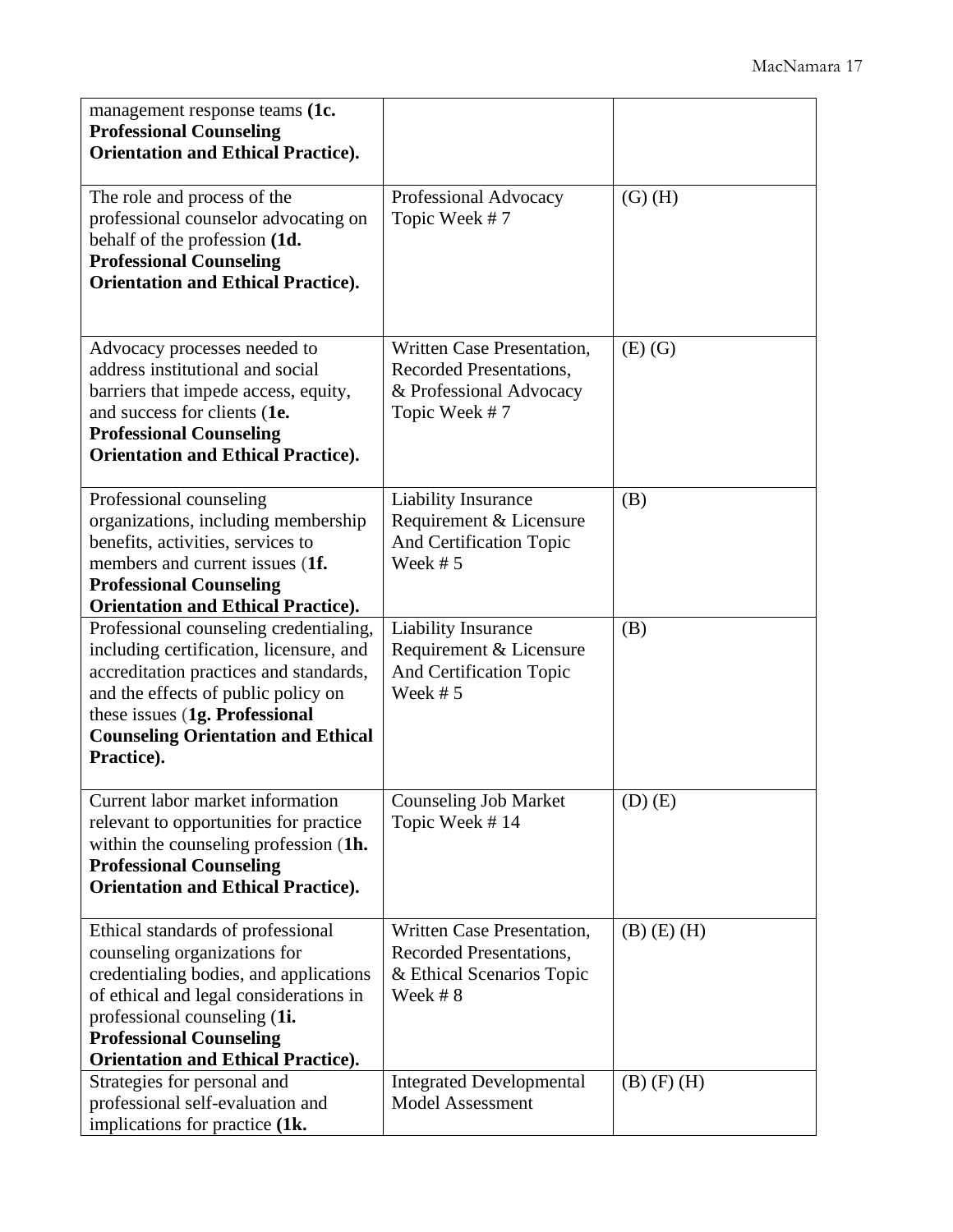| | | |
|---|---|---|
| management response teams **(1c. Professional Counseling Orientation and Ethical Practice).** | | |
| The role and process of the professional counselor advocating on behalf of the profession **(1d. Professional Counseling Orientation and Ethical Practice).** | Professional Advocacy Topic Week # 7 | (G) (H) |
| Advocacy processes needed to address institutional and social barriers that impede access, equity, and success for clients (**1e. Professional Counseling Orientation and Ethical Practice).** | Written Case Presentation, Recorded Presentations, & Professional Advocacy Topic Week # 7 | (E) (G) |
| Professional counseling organizations, including membership benefits, activities, services to members and current issues (**1f. Professional Counseling Orientation and Ethical Practice).** | Liability Insurance Requirement & Licensure And Certification Topic Week # 5 | (B) |
| Professional counseling credentialing, including certification, licensure, and accreditation practices and standards, and the effects of public policy on these issues (**1g. Professional Counseling Orientation and Ethical Practice).** | Liability Insurance Requirement & Licensure And Certification Topic Week # 5 | (B) |
| Current labor market information relevant to opportunities for practice within the counseling profession (**1h. Professional Counseling Orientation and Ethical Practice).** | Counseling Job Market Topic Week # 14 | (D) (E) |
| Ethical standards of professional counseling organizations for credentialing bodies, and applications of ethical and legal considerations in professional counseling (**1i. Professional Counseling Orientation and Ethical Practice).** | Written Case Presentation, Recorded Presentations, & Ethical Scenarios Topic Week # 8 | (B) (E) (H) |
| Strategies for personal and professional self-evaluation and implications for practice **(1k.** | Integrated Developmental Model Assessment | (B) (F) (H) |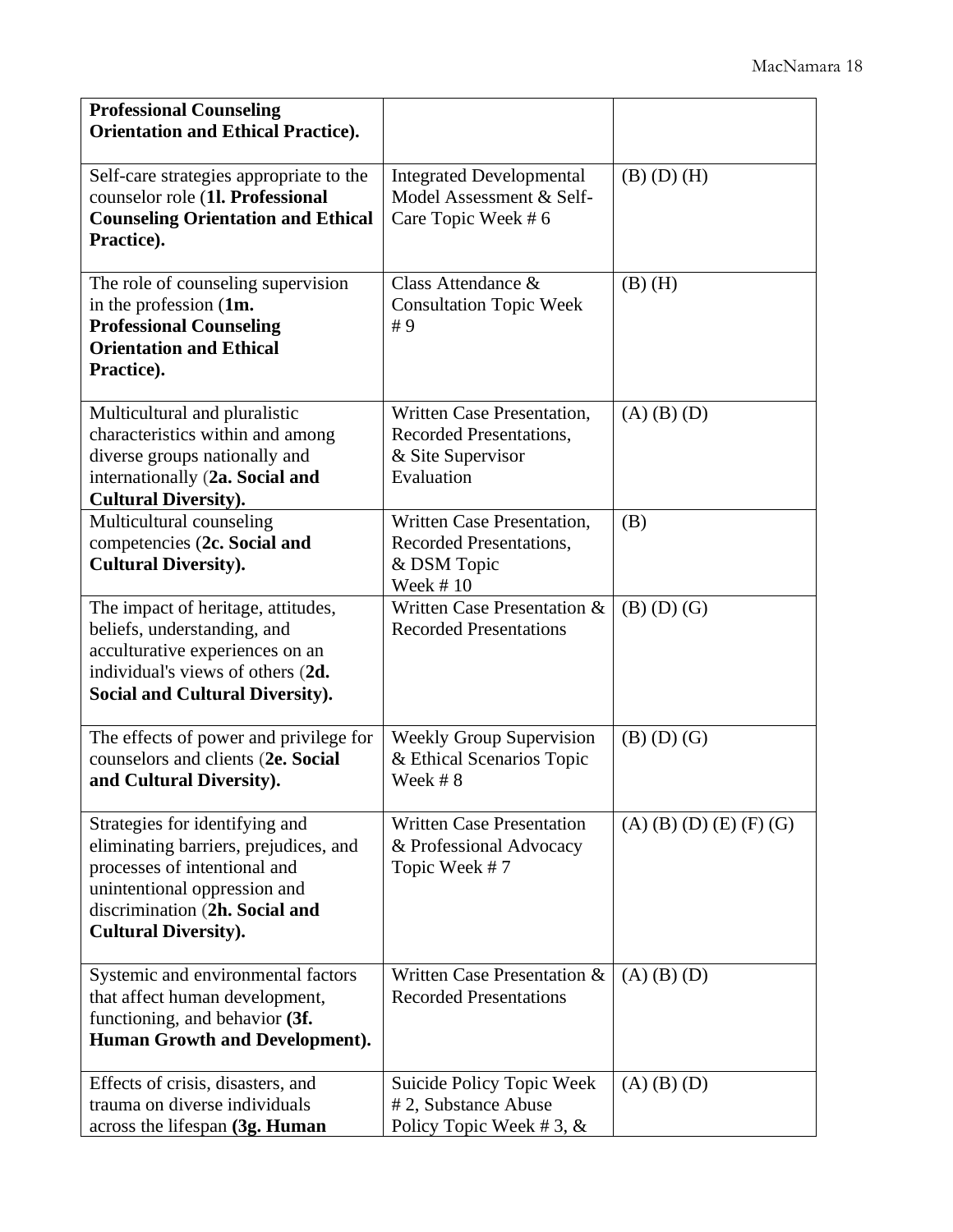| | | |
|---|---|---|
| **Professional Counseling Orientation and Ethical Practice).** | | |
| Self-care strategies appropriate to the counselor role (**1l. Professional Counseling Orientation and Ethical Practice).** | Integrated Developmental Model Assessment & Self-Care Topic Week # 6 | (B) (D) (H) |
| The role of counseling supervision in the profession (**1m. Professional Counseling Orientation and Ethical Practice).** | Class Attendance & Consultation Topic Week # 9 | (B) (H) |
| Multicultural and pluralistic characteristics within and among diverse groups nationally and internationally (**2a. Social and Cultural Diversity).** | Written Case Presentation, Recorded Presentations, & Site Supervisor Evaluation | (A) (B) (D) |
| Multicultural counseling competencies (**2c. Social and Cultural Diversity).** | Written Case Presentation, Recorded Presentations, & DSM Topic Week # 10 | (B) |
| The impact of heritage, attitudes, beliefs, understanding, and acculturative experiences on an individual's views of others (**2d. Social and Cultural Diversity).** | Written Case Presentation & Recorded Presentations | (B) (D) (G) |
| The effects of power and privilege for counselors and clients (**2e. Social and Cultural Diversity).** | Weekly Group Supervision & Ethical Scenarios Topic Week # 8 | (B) (D) (G) |
| Strategies for identifying and eliminating barriers, prejudices, and processes of intentional and unintentional oppression and discrimination (**2h. Social and Cultural Diversity).** | Written Case Presentation & Professional Advocacy Topic Week # 7 | (A) (B) (D) (E) (F) (G) |
| Systemic and environmental factors that affect human development, functioning, and behavior **(3f. Human Growth and Development).** | Written Case Presentation & Recorded Presentations | (A) (B) (D) |
| Effects of crisis, disasters, and trauma on diverse individuals across the lifespan **(3g. Human** | Suicide Policy Topic Week # 2, Substance Abuse Policy Topic Week # 3, & | (A) (B) (D) |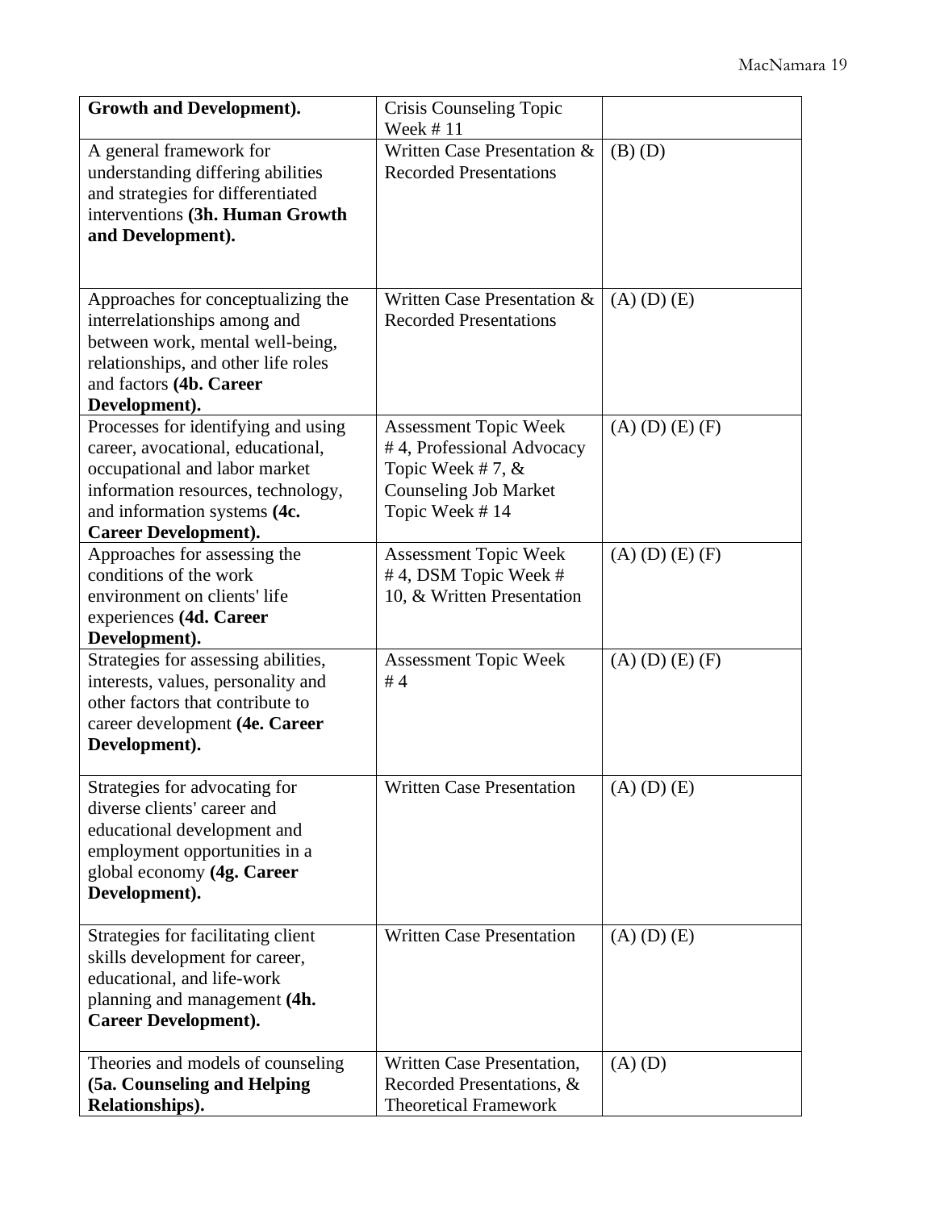| | | |
|---|---|---|
| **Growth and Development).** | Crisis Counseling Topic Week # 11 | |
| A general framework for understanding differing abilities and strategies for differentiated interventions **(3h. Human Growth and Development).** | Written Case Presentation & Recorded Presentations | (B) (D) |
| Approaches for conceptualizing the interrelationships among and between work, mental well-being, relationships, and other life roles and factors **(4b. Career Development).** | Written Case Presentation & Recorded Presentations | (A) (D) (E) |
| Processes for identifying and using career, avocational, educational, occupational and labor market information resources, technology, and information systems **(4c. Career Development).** | Assessment Topic Week # 4, Professional Advocacy Topic Week # 7, & Counseling Job Market Topic Week # 14 | (A) (D) (E) (F) |
| Approaches for assessing the conditions of the work environment on clients' life experiences **(4d. Career Development).** | Assessment Topic Week # 4, DSM Topic Week # 10, & Written Presentation | (A) (D) (E) (F) |
| Strategies for assessing abilities, interests, values, personality and other factors that contribute to career development **(4e. Career Development).** | Assessment Topic Week # 4 | (A) (D) (E) (F) |
| Strategies for advocating for diverse clients' career and educational development and employment opportunities in a global economy **(4g. Career Development).** | Written Case Presentation | (A) (D) (E) |
| Strategies for facilitating client skills development for career, educational, and life-work planning and management **(4h. Career Development).** | Written Case Presentation | (A) (D) (E) |
| Theories and models of counseling **(5a. Counseling and Helping Relationships).** | Written Case Presentation, Recorded Presentations, & Theoretical Framework | (A) (D) |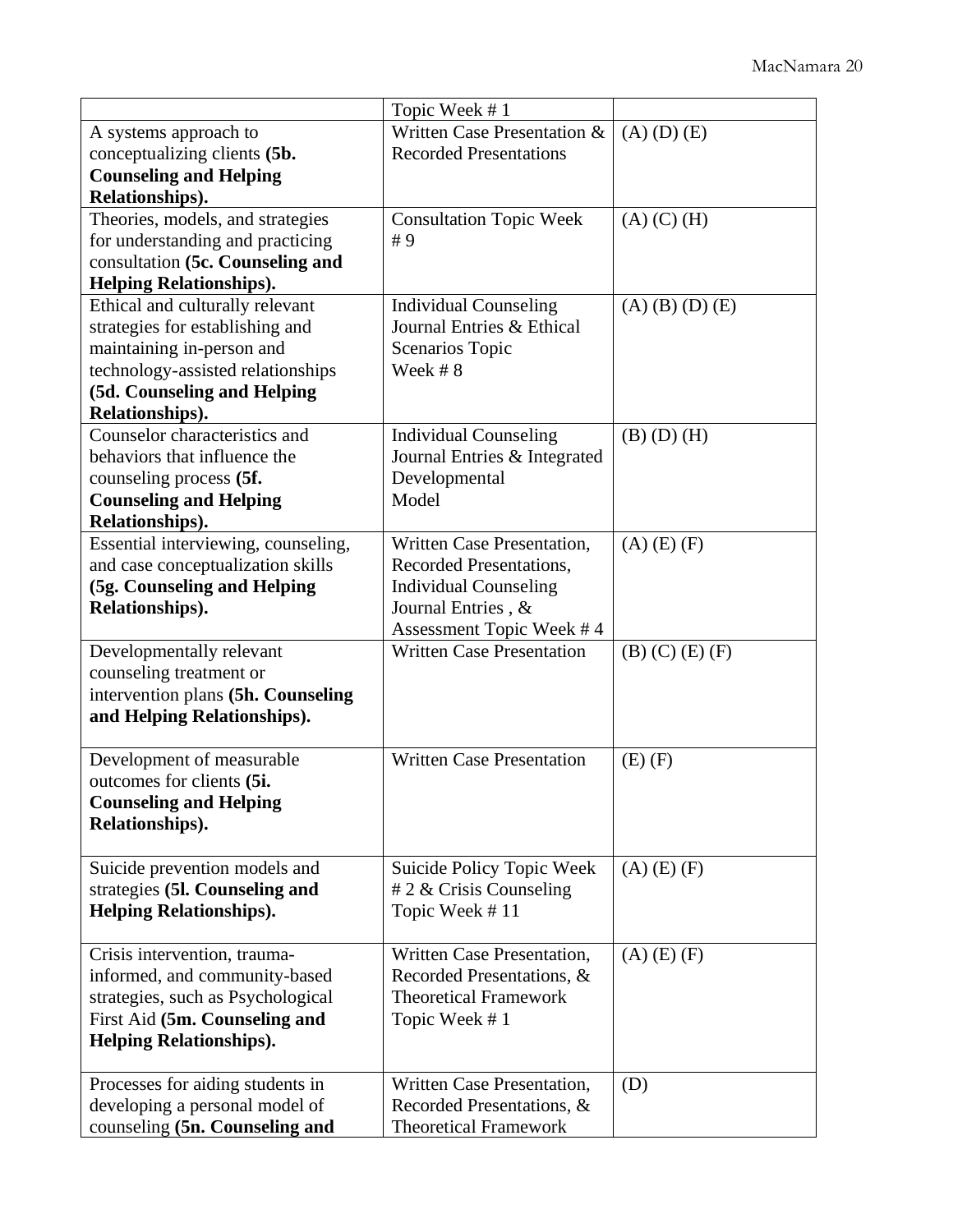| | | |
|---|---|---|
| | Topic Week # 1 | |
| A systems approach to conceptualizing clients **(5b. Counseling and Helping Relationships).** | Written Case Presentation & Recorded Presentations | (A) (D) (E) |
| Theories, models, and strategies for understanding and practicing consultation **(5c. Counseling and Helping Relationships).** | Consultation Topic Week # 9 | (A) (C) (H) |
| Ethical and culturally relevant strategies for establishing and maintaining in-person and technology-assisted relationships **(5d. Counseling and Helping Relationships).** | Individual Counseling Journal Entries & Ethical Scenarios Topic Week # 8 | (A) (B) (D) (E) |
| Counselor characteristics and behaviors that influence the counseling process **(5f. Counseling and Helping Relationships).** | Individual Counseling Journal Entries & Integrated Developmental Model | (B) (D) (H) |
| Essential interviewing, counseling, and case conceptualization skills **(5g. Counseling and Helping Relationships).** | Written Case Presentation, Recorded Presentations, Individual Counseling Journal Entries , & Assessment Topic Week # 4 | (A) (E) (F) |
| Developmentally relevant counseling treatment or intervention plans **(5h. Counseling and Helping Relationships).** | Written Case Presentation | (B) (C) (E) (F) |
| Development of measurable outcomes for clients **(5i. Counseling and Helping Relationships).** | Written Case Presentation | (E) (F) |
| Suicide prevention models and strategies **(5l. Counseling and Helping Relationships).** | Suicide Policy Topic Week # 2 & Crisis Counseling Topic Week # 11 | (A) (E) (F) |
| Crisis intervention, trauma-informed, and community-based strategies, such as Psychological First Aid **(5m. Counseling and Helping Relationships).** | Written Case Presentation, Recorded Presentations, & Theoretical Framework Topic Week # 1 | (A) (E) (F) |
| Processes for aiding students in developing a personal model of counseling **(5n. Counseling and** | Written Case Presentation, Recorded Presentations, & Theoretical Framework | (D) |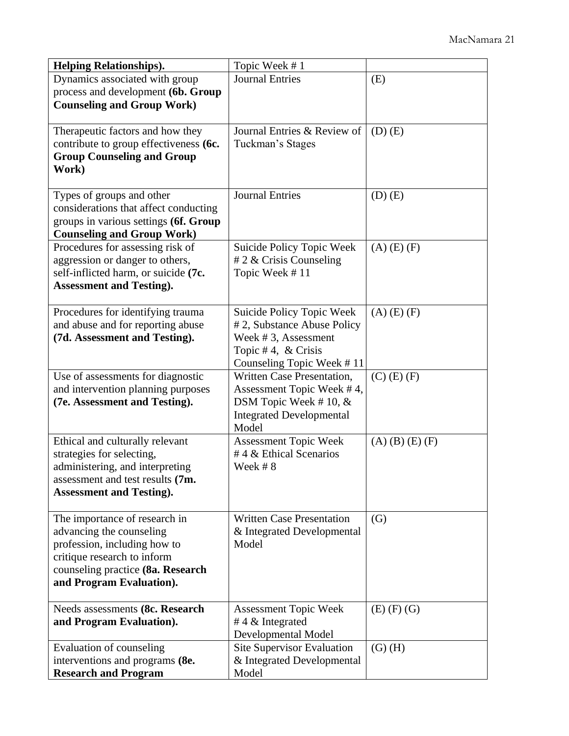| **Helping Relationships).** | Topic Week # 1 | |
|---|---|---|
| Dynamics associated with group process and development **(6b. Group Counseling and Group Work)** | Journal Entries | (E) |
| Therapeutic factors and how they contribute to group effectiveness **(6c. Group Counseling and Group Work)** | Journal Entries & Review of Tuckman's Stages | (D) (E) |
| Types of groups and other considerations that affect conducting groups in various settings **(6f. Group Counseling and Group Work)** | Journal Entries | (D) (E) |
| Procedures for assessing risk of aggression or danger to others, self-inflicted harm, or suicide **(7c. Assessment and Testing).** | Suicide Policy Topic Week # 2 & Crisis Counseling Topic Week # 11 | (A) (E) (F) |
| Procedures for identifying trauma and abuse and for reporting abuse **(7d. Assessment and Testing).** | Suicide Policy Topic Week # 2, Substance Abuse Policy Week # 3, Assessment Topic # 4, & Crisis Counseling Topic Week # 11 | (A) (E) (F) |
| Use of assessments for diagnostic and intervention planning purposes **(7e. Assessment and Testing).** | Written Case Presentation, Assessment Topic Week # 4, DSM Topic Week # 10, & Integrated Developmental Model | (C) (E) (F) |
| Ethical and culturally relevant strategies for selecting, administering, and interpreting assessment and test results **(7m. Assessment and Testing).** | Assessment Topic Week # 4 & Ethical Scenarios Week # 8 | (A) (B) (E) (F) |
| The importance of research in advancing the counseling profession, including how to critique research to inform counseling practice **(8a. Research and Program Evaluation).** | Written Case Presentation & Integrated Developmental Model | (G) |
| Needs assessments **(8c. Research and Program Evaluation).** | Assessment Topic Week # 4 & Integrated Developmental Model | (E) (F) (G) |
| Evaluation of counseling interventions and programs **(8e. Research and Program** | Site Supervisor Evaluation & Integrated Developmental Model | (G) (H) |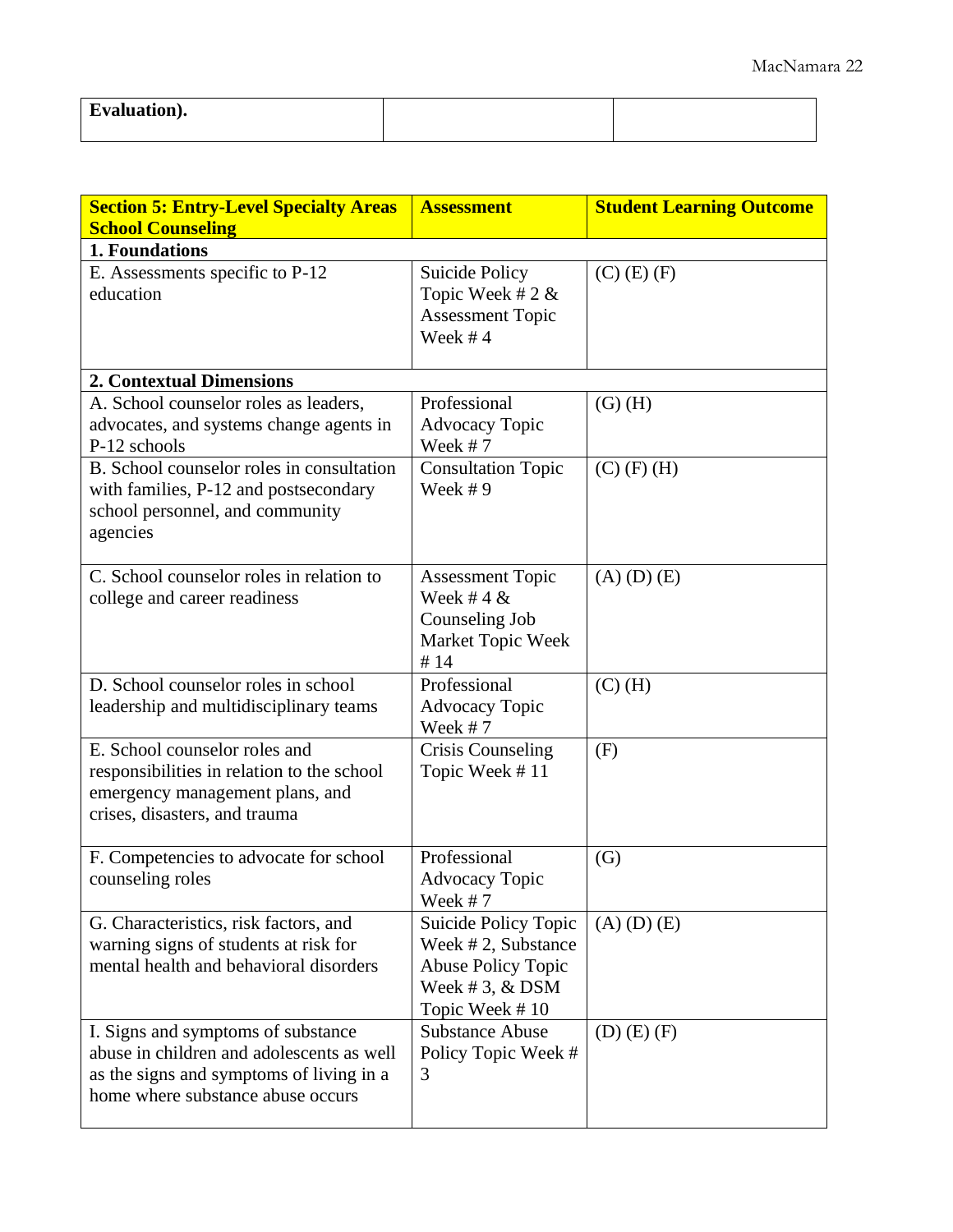| **Evaluation).** | | |
|---|---|---|

| **Section 5: Entry-Level Specialty Areas School Counseling** | **Assessment** | **Student Learning Outcome** |
|---|---|---|
| **1. Foundations** | | |
| E. Assessments specific to P-12 education | Suicide Policy Topic Week # 2 & Assessment Topic Week # 4 | (C) (E) (F) |
| **2. Contextual Dimensions** | | |
| A. School counselor roles as leaders, advocates, and systems change agents in P-12 schools | Professional Advocacy Topic Week # 7 | (G) (H) |
| B. School counselor roles in consultation with families, P-12 and postsecondary school personnel, and community agencies | Consultation Topic Week # 9 | (C) (F) (H) |
| C. School counselor roles in relation to college and career readiness | Assessment Topic Week # 4 & Counseling Job Market Topic Week # 14 | (A) (D) (E) |
| D. School counselor roles in school leadership and multidisciplinary teams | Professional Advocacy Topic Week # 7 | (C) (H) |
| E. School counselor roles and responsibilities in relation to the school emergency management plans, and crises, disasters, and trauma | Crisis Counseling Topic Week # 11 | (F) |
| F. Competencies to advocate for school counseling roles | Professional Advocacy Topic Week # 7 | (G) |
| G. Characteristics, risk factors, and warning signs of students at risk for mental health and behavioral disorders | Suicide Policy Topic Week # 2, Substance Abuse Policy Topic Week # 3, & DSM Topic Week # 10 | (A) (D) (E) |
| I. Signs and symptoms of substance abuse in children and adolescents as well as the signs and symptoms of living in a home where substance abuse occurs | Substance Abuse Policy Topic Week # 3 | (D) (E) (F) |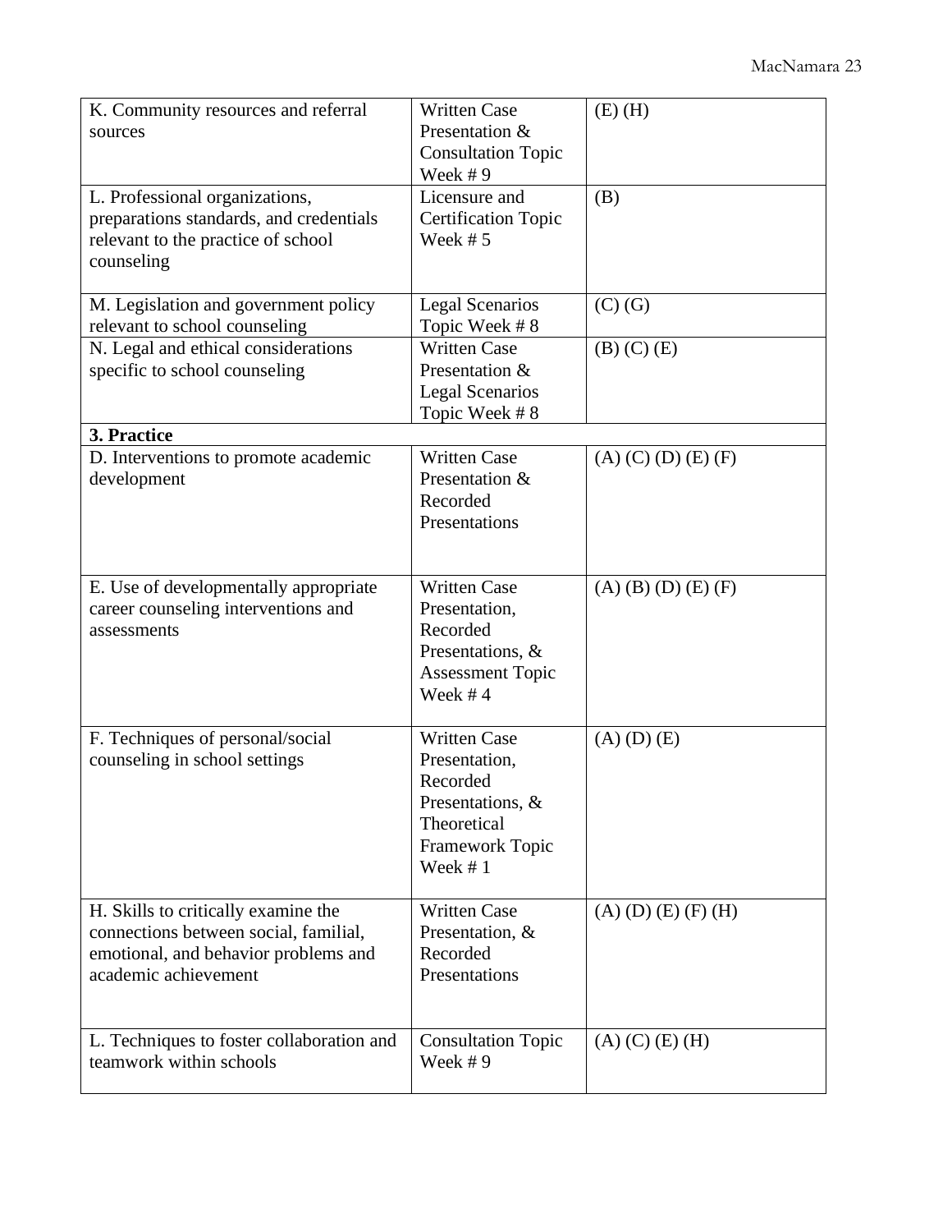| | | |
|---|---|---|
| K. Community resources and referral sources | Written Case Presentation & Consultation Topic Week # 9 | (E) (H) |
| L. Professional organizations, preparations standards, and credentials relevant to the practice of school counseling | Licensure and Certification Topic Week # 5 | (B) |
| M. Legislation and government policy relevant to school counseling | Legal Scenarios Topic Week # 8 | (C) (G) |
| N. Legal and ethical considerations specific to school counseling | Written Case Presentation & Legal Scenarios Topic Week # 8 | (B) (C) (E) |
| **3. Practice** | | |
| D. Interventions to promote academic development | Written Case Presentation & Recorded Presentations | (A) (C) (D) (E) (F) |
| E. Use of developmentally appropriate career counseling interventions and assessments | Written Case Presentation, Recorded Presentations, & Assessment Topic Week # 4 | (A) (B) (D) (E) (F) |
| F. Techniques of personal/social counseling in school settings | Written Case Presentation, Recorded Presentations, & Theoretical Framework Topic Week # 1 | (A) (D) (E) |
| H. Skills to critically examine the connections between social, familial, emotional, and behavior problems and academic achievement | Written Case Presentation, & Recorded Presentations | (A) (D) (E) (F) (H) |
| L. Techniques to foster collaboration and teamwork within schools | Consultation Topic Week # 9 | (A) (C) (E) (H) |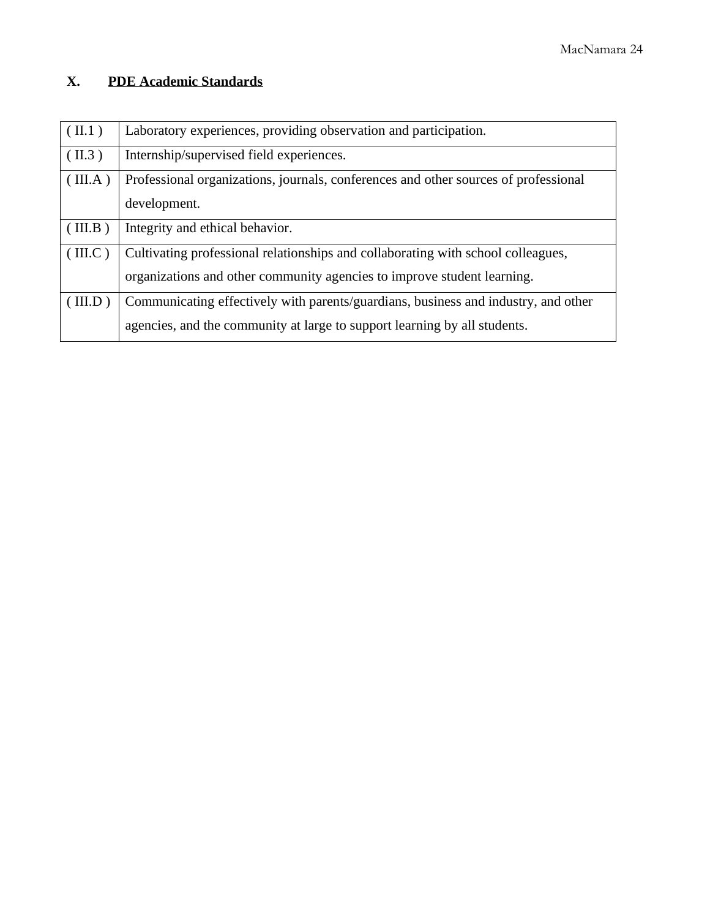## X. PDE Academic Standards

| | |
|---|---|
| ( II.1 ) | Laboratory experiences, providing observation and participation. |
| ( II.3 ) | Internship/supervised field experiences. |
| ( III.A ) | Professional organizations, journals, conferences and other sources of professional development. |
| ( III.B ) | Integrity and ethical behavior. |
| ( III.C ) | Cultivating professional relationships and collaborating with school colleagues, organizations and other community agencies to improve student learning. |
| ( III.D ) | Communicating effectively with parents/guardians, business and industry, and other agencies, and the community at large to support learning by all students. |